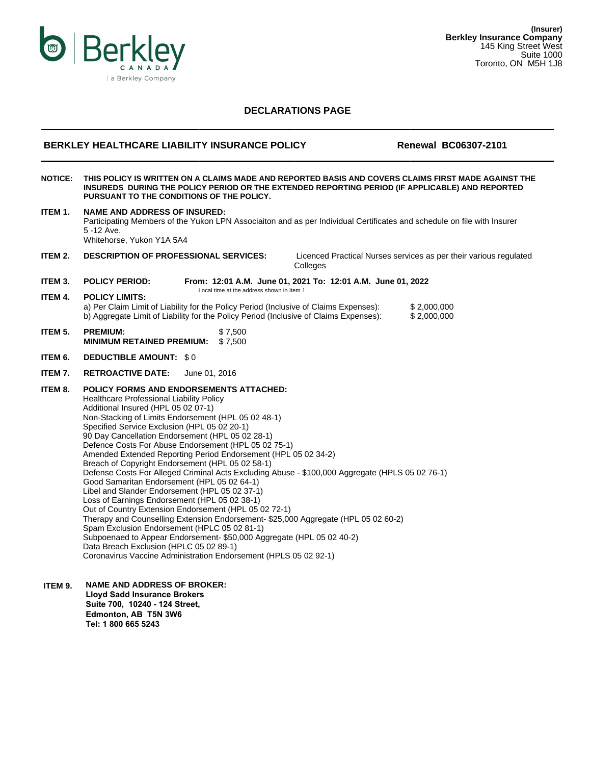**(Insurer)**
**Berkley Insurance Company**
145 King Street West
Suite 1000
Toronto, ON M5H 1J8

# DECLARATIONS PAGE

**BERKLEY HEALTHCARE LIABILITY INSURANCE POLICY** **Renewal BC06307-2101**

**NOTICE:** **THIS POLICY IS WRITTEN ON A CLAIMS MADE AND REPORTED BASIS AND COVERS CLAIMS FIRST MADE AGAINST THE INSUREDS DURING THE POLICY PERIOD OR THE EXTENDED REPORTING PERIOD (IF APPLICABLE) AND REPORTED PURSUANT TO THE CONDITIONS OF THE POLICY.**

**ITEM 1.** **NAME AND ADDRESS OF INSURED:**
Participating Members of the Yukon LPN Associaiton and as per Individual Certificates and schedule on file with Insurer
5 -12 Ave.
Whitehorse, Yukon Y1A 5A4

**ITEM 2.** **DESCRIPTION OF PROFESSIONAL SERVICES:** Licenced Practical Nurses services as per their various regulated Colleges

**ITEM 3.** **POLICY PERIOD:** **From: 12:01 A.M. June 01, 2021 To: 12:01 A.M. June 01, 2022**
Local time at the address shown in Item 1

**ITEM 4.** **POLICY LIMITS:**
a) Per Claim Limit of Liability for the Policy Period (Inclusive of Claims Expenses): $ 2,000,000
b) Aggregate Limit of Liability for the Policy Period (Inclusive of Claims Expenses): $ 2,000,000

**ITEM 5.** **PREMIUM:** $ 7,500
**MINIMUM RETAINED PREMIUM:** $ 7,500

**ITEM 6.** **DEDUCTIBLE AMOUNT:** $ 0

**ITEM 7.** **RETROACTIVE DATE:** June 01, 2016

**ITEM 8.** **POLICY FORMS AND ENDORSEMENTS ATTACHED:**
Healthcare Professional Liability Policy
Additional Insured (HPL 05 02 07-1)
Non-Stacking of Limits Endorsement (HPL 05 02 48-1)
Specified Service Exclusion (HPL 05 02 20-1)
90 Day Cancellation Endorsement (HPL 05 02 28-1)
Defence Costs For Abuse Endorsement (HPL 05 02 75-1)
Amended Extended Reporting Period Endorsement (HPL 05 02 34-2)
Breach of Copyright Endorsement (HPL 05 02 58-1)
Defense Costs For Alleged Criminal Acts Excluding Abuse - $100,000 Aggregate (HPLS 05 02 76-1)
Good Samaritan Endorsement (HPL 05 02 64-1)
Libel and Slander Endorsement (HPL 05 02 37-1)
Loss of Earnings Endorsement (HPL 05 02 38-1)
Out of Country Extension Endorsement (HPL 05 02 72-1)
Therapy and Counselling Extension Endorsement- $25,000 Aggregate (HPL 05 02 60-2)
Spam Exclusion Endorsement (HPLC 05 02 81-1)
Subpoenaed to Appear Endorsement- $50,000 Aggregate (HPL 05 02 40-2)
Data Breach Exclusion (HPLC 05 02 89-1)
Coronavirus Vaccine Administration Endorsement (HPLS 05 02 92-1)

**ITEM 9.** **NAME AND ADDRESS OF BROKER:**
**Lloyd Sadd Insurance Brokers**
**Suite 700, 10240 - 124 Street,**
**Edmonton, AB T5N 3W6**
**Tel: 1 800 665 5243**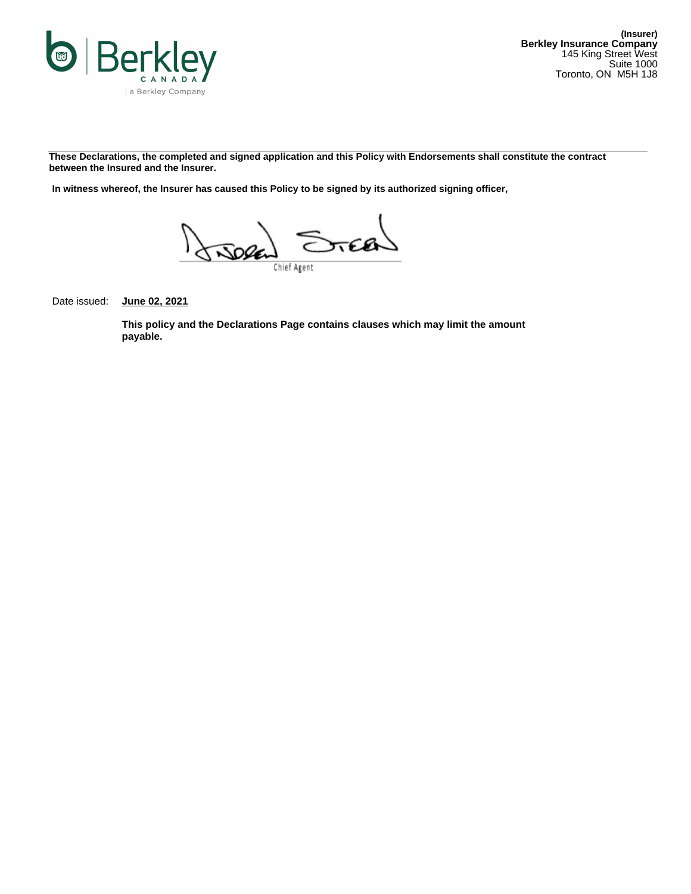**(Insurer)**
**Berkley Insurance Company**
145 King Street West
Suite 1000
Toronto, ON M5H 1J8

---

**These Declarations, the completed and signed application and this Policy with Endorsements shall constitute the contract between the Insured and the Insurer.**

**In witness whereof, the Insurer has caused this Policy to be signed by its authorized signing officer,**

Chief Agent

Date issued: **June 02, 2021**

**This policy and the Declarations Page contains clauses which may limit the amount payable.**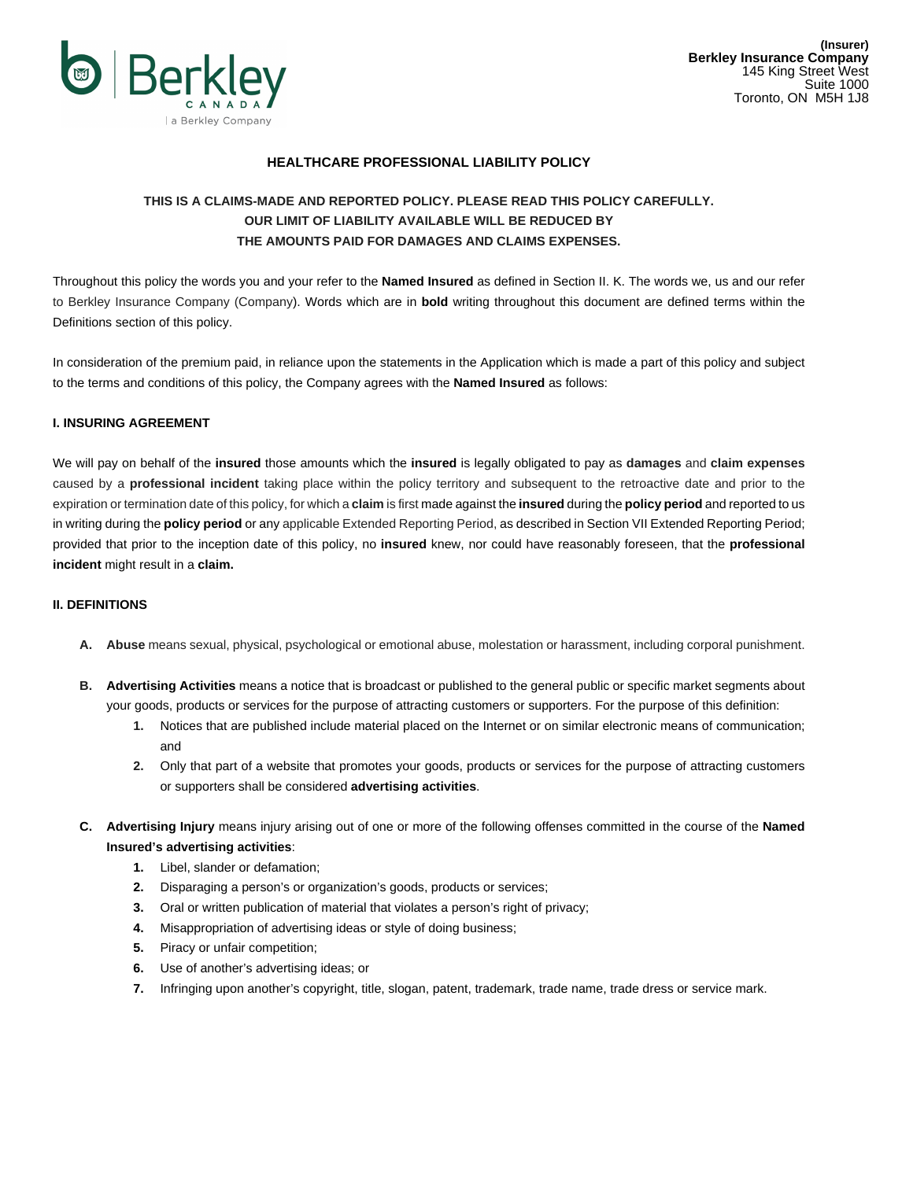(Insurer)
**Berkley Insurance Company**
145 King Street West
Suite 1000
Toronto, ON M5H 1J8

# HEALTHCARE PROFESSIONAL LIABILITY POLICY

**THIS IS A CLAIMS-MADE AND REPORTED POLICY. PLEASE READ THIS POLICY CAREFULLY. OUR LIMIT OF LIABILITY AVAILABLE WILL BE REDUCED BY THE AMOUNTS PAID FOR DAMAGES AND CLAIMS EXPENSES.**

Throughout this policy the words you and your refer to the **Named Insured** as defined in Section II. K. The words we, us and our refer to Berkley Insurance Company (Company). Words which are in **bold** writing throughout this document are defined terms within the Definitions section of this policy.

In consideration of the premium paid, in reliance upon the statements in the Application which is made a part of this policy and subject to the terms and conditions of this policy, the Company agrees with the **Named Insured** as follows:

## I. INSURING AGREEMENT

We will pay on behalf of the **insured** those amounts which the **insured** is legally obligated to pay as **damages** and **claim expenses** caused by a **professional incident** taking place within the policy territory and subsequent to the retroactive date and prior to the expiration or termination date of this policy, for which a **claim** is first made against the **insured** during the **policy period** and reported to us in writing during the **policy period** or any applicable Extended Reporting Period, as described in Section VII Extended Reporting Period; provided that prior to the inception date of this policy, no **insured** knew, nor could have reasonably foreseen, that the **professional incident** might result in a **claim.**

## II. DEFINITIONS

**A.** **Abuse** means sexual, physical, psychological or emotional abuse, molestation or harassment, including corporal punishment.

**B.** **Advertising Activities** means a notice that is broadcast or published to the general public or specific market segments about your goods, products or services for the purpose of attracting customers or supporters. For the purpose of this definition:

1. Notices that are published include material placed on the Internet or on similar electronic means of communication; and
2. Only that part of a website that promotes your goods, products or services for the purpose of attracting customers or supporters shall be considered **advertising activities**.

**C.** **Advertising Injury** means injury arising out of one or more of the following offenses committed in the course of the **Named Insured's advertising activities**:

1. Libel, slander or defamation;
2. Disparaging a person's or organization's goods, products or services;
3. Oral or written publication of material that violates a person's right of privacy;
4. Misappropriation of advertising ideas or style of doing business;
5. Piracy or unfair competition;
6. Use of another's advertising ideas; or
7. Infringing upon another's copyright, title, slogan, patent, trademark, trade name, trade dress or service mark.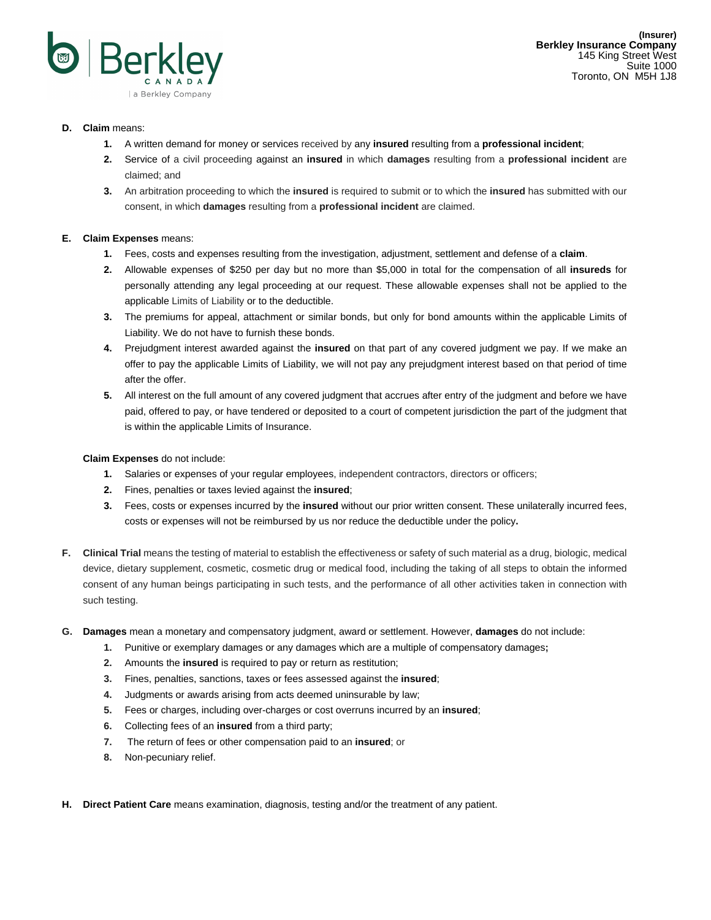**D. Claim** means:

1. A written demand for money or services received by any **insured** resulting from a **professional incident**;
2. Service of a civil proceeding against an **insured** in which **damages** resulting from a **professional incident** are claimed; and
3. An arbitration proceeding to which the **insured** is required to submit or to which the **insured** has submitted with our consent, in which **damages** resulting from a **professional incident** are claimed.

**E. Claim Expenses** means:

1. Fees, costs and expenses resulting from the investigation, adjustment, settlement and defense of a **claim**.
2. Allowable expenses of $250 per day but no more than $5,000 in total for the compensation of all **insureds** for personally attending any legal proceeding at our request. These allowable expenses shall not be applied to the applicable Limits of Liability or to the deductible.
3. The premiums for appeal, attachment or similar bonds, but only for bond amounts within the applicable Limits of Liability. We do not have to furnish these bonds.
4. Prejudgment interest awarded against the **insured** on that part of any covered judgment we pay. If we make an offer to pay the applicable Limits of Liability, we will not pay any prejudgment interest based on that period of time after the offer.
5. All interest on the full amount of any covered judgment that accrues after entry of the judgment and before we have paid, offered to pay, or have tendered or deposited to a court of competent jurisdiction the part of the judgment that is within the applicable Limits of Insurance.

**Claim Expenses** do not include:

1. Salaries or expenses of your regular employees, independent contractors, directors or officers;
2. Fines, penalties or taxes levied against the **insured**;
3. Fees, costs or expenses incurred by the **insured** without our prior written consent. These unilaterally incurred fees, costs or expenses will not be reimbursed by us nor reduce the deductible under the policy**.**

**F. Clinical Trial** means the testing of material to establish the effectiveness or safety of such material as a drug, biologic, medical device, dietary supplement, cosmetic, cosmetic drug or medical food, including the taking of all steps to obtain the informed consent of any human beings participating in such tests, and the performance of all other activities taken in connection with such testing.

**G. Damages** mean a monetary and compensatory judgment, award or settlement. However, **damages** do not include:

1. Punitive or exemplary damages or any damages which are a multiple of compensatory damages**;**
2. Amounts the **insured** is required to pay or return as restitution;
3. Fines, penalties, sanctions, taxes or fees assessed against the **insured**;
4. Judgments or awards arising from acts deemed uninsurable by law;
5. Fees or charges, including over-charges or cost overruns incurred by an **insured**;
6. Collecting fees of an **insured** from a third party;
7. The return of fees or other compensation paid to an **insured**; or
8. Non-pecuniary relief.

**H. Direct Patient Care** means examination, diagnosis, testing and/or the treatment of any patient.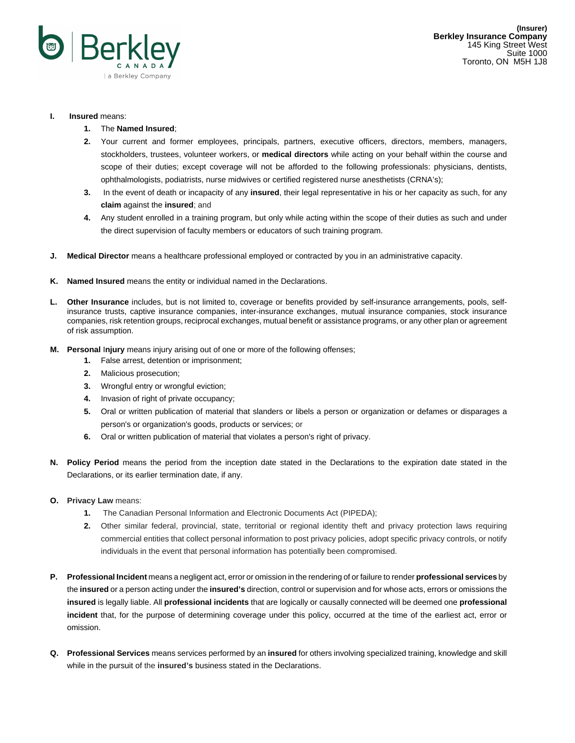**I.** **Insured** means:

1. The **Named Insured**;
2. Your current and former employees, principals, partners, executive officers, directors, members, managers, stockholders, trustees, volunteer workers, or **medical directors** while acting on your behalf within the course and scope of their duties; except coverage will not be afforded to the following professionals: physicians, dentists, ophthalmologists, podiatrists, nurse midwives or certified registered nurse anesthetists (CRNA's);
3. In the event of death or incapacity of any **insured**, their legal representative in his or her capacity as such, for any **claim** against the **insured**; and
4. Any student enrolled in a training program, but only while acting within the scope of their duties as such and under the direct supervision of faculty members or educators of such training program.

**J.** **Medical Director** means a healthcare professional employed or contracted by you in an administrative capacity.

**K.** **Named Insured** means the entity or individual named in the Declarations.

**L.** **Other Insurance** includes, but is not limited to, coverage or benefits provided by self-insurance arrangements, pools, self-insurance trusts, captive insurance companies, inter-insurance exchanges, mutual insurance companies, stock insurance companies, risk retention groups, reciprocal exchanges, mutual benefit or assistance programs, or any other plan or agreement of risk assumption.

**M.** **Personal Injury** means injury arising out of one or more of the following offenses;

1. False arrest, detention or imprisonment;
2. Malicious prosecution;
3. Wrongful entry or wrongful eviction;
4. Invasion of right of private occupancy;
5. Oral or written publication of material that slanders or libels a person or organization or defames or disparages a person's or organization's goods, products or services; or
6. Oral or written publication of material that violates a person's right of privacy.

**N.** **Policy Period** means the period from the inception date stated in the Declarations to the expiration date stated in the Declarations, or its earlier termination date, if any.

**O.** **Privacy Law** means:

1. The Canadian Personal Information and Electronic Documents Act (PIPEDA);
2. Other similar federal, provincial, state, territorial or regional identity theft and privacy protection laws requiring commercial entities that collect personal information to post privacy policies, adopt specific privacy controls, or notify individuals in the event that personal information has potentially been compromised.

**P.** **Professional Incident** means a negligent act, error or omission in the rendering of or failure to render **professional services** by the **insured** or a person acting under the **insured's** direction, control or supervision and for whose acts, errors or omissions the **insured** is legally liable. All **professional incidents** that are logically or causally connected will be deemed one **professional incident** that, for the purpose of determining coverage under this policy, occurred at the time of the earliest act, error or omission.

**Q.** **Professional Services** means services performed by an **insured** for others involving specialized training, knowledge and skill while in the pursuit of the **insured's** business stated in the Declarations.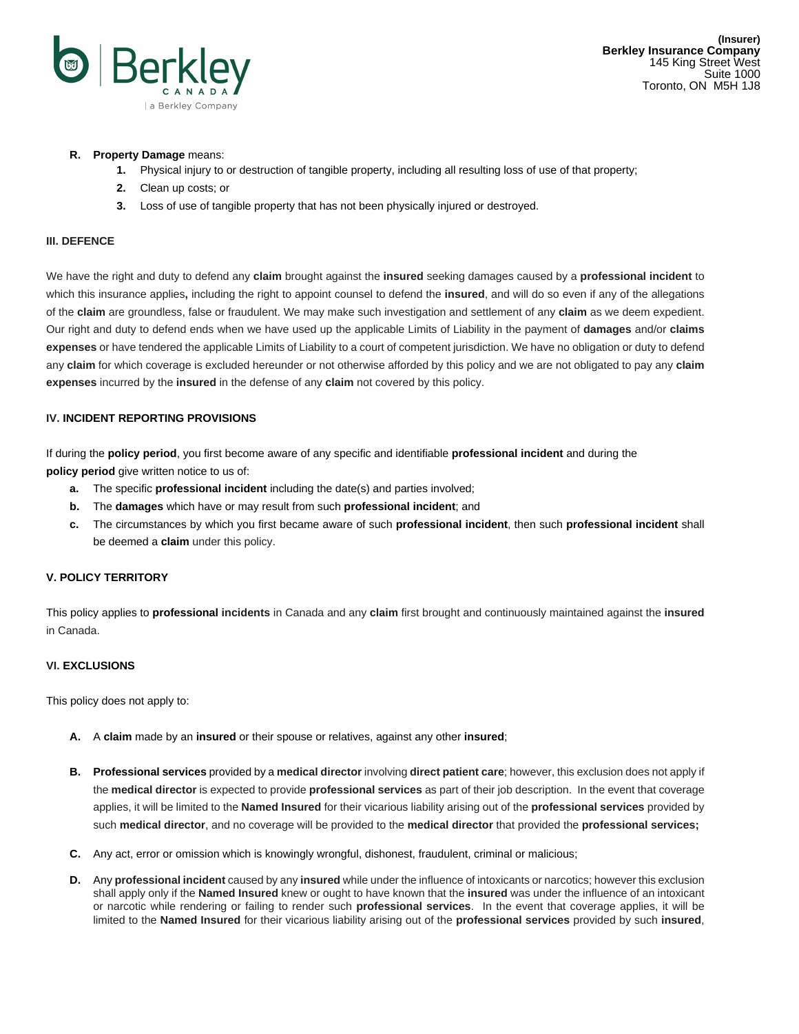**R. Property Damage** means:

1. Physical injury to or destruction of tangible property, including all resulting loss of use of that property;
2. Clean up costs; or
3. Loss of use of tangible property that has not been physically injured or destroyed.

### III. DEFENCE

We have the right and duty to defend any **claim** brought against the **insured** seeking damages caused by a **professional incident** to which this insurance applies**,** including the right to appoint counsel to defend the **insured**, and will do so even if any of the allegations of the **claim** are groundless, false or fraudulent. We may make such investigation and settlement of any **claim** as we deem expedient. Our right and duty to defend ends when we have used up the applicable Limits of Liability in the payment of **damages** and/or **claims expenses** or have tendered the applicable Limits of Liability to a court of competent jurisdiction. We have no obligation or duty to defend any **claim** for which coverage is excluded hereunder or not otherwise afforded by this policy and we are not obligated to pay any **claim expenses** incurred by the **insured** in the defense of any **claim** not covered by this policy.

### IV. INCIDENT REPORTING PROVISIONS

If during the **policy period**, you first become aware of any specific and identifiable **professional incident** and during the **policy period** give written notice to us of:

a. The specific **professional incident** including the date(s) and parties involved;
b. The **damages** which have or may result from such **professional incident**; and
c. The circumstances by which you first became aware of such **professional incident**, then such **professional incident** shall be deemed a **claim** under this policy.

### V. POLICY TERRITORY

This policy applies to **professional incidents** in Canada and any **claim** first brought and continuously maintained against the **insured** in Canada.

### VI. EXCLUSIONS

This policy does not apply to:

**A.** A **claim** made by an **insured** or their spouse or relatives, against any other **insured**;

**B.** **Professional services** provided by a **medical director** involving **direct patient care**; however, this exclusion does not apply if the **medical director** is expected to provide **professional services** as part of their job description. In the event that coverage applies, it will be limited to the **Named Insured** for their vicarious liability arising out of the **professional services** provided by such **medical director**, and no coverage will be provided to the **medical director** that provided the **professional services;**

**C.** Any act, error or omission which is knowingly wrongful, dishonest, fraudulent, criminal or malicious;

**D.** Any **professional incident** caused by any **insured** while under the influence of intoxicants or narcotics; however this exclusion shall apply only if the **Named Insured** knew or ought to have known that the **insured** was under the influence of an intoxicant or narcotic while rendering or failing to render such **professional services**. In the event that coverage applies, it will be limited to the **Named Insured** for their vicarious liability arising out of the **professional services** provided by such **insured**,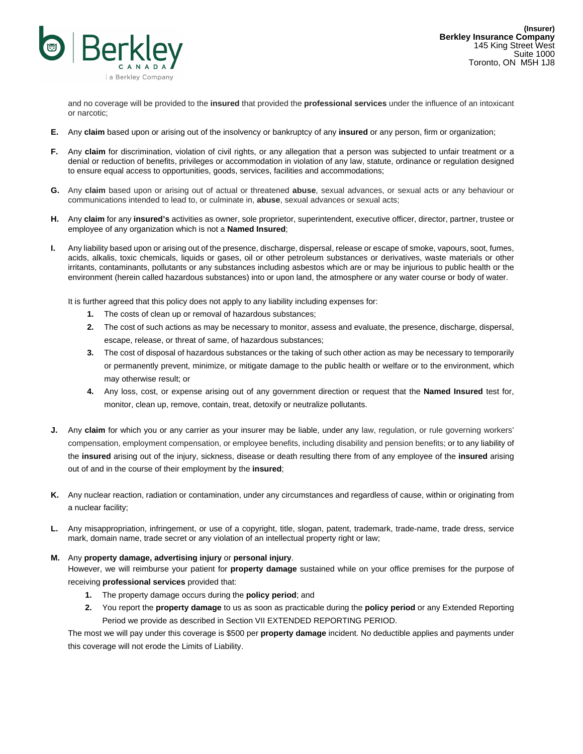and no coverage will be provided to the **insured** that provided the **professional services** under the influence of an intoxicant or narcotic;

**E.** Any **claim** based upon or arising out of the insolvency or bankruptcy of any **insured** or any person, firm or organization;

**F.** Any **claim** for discrimination, violation of civil rights, or any allegation that a person was subjected to unfair treatment or a denial or reduction of benefits, privileges or accommodation in violation of any law, statute, ordinance or regulation designed to ensure equal access to opportunities, goods, services, facilities and accommodations;

**G.** Any **claim** based upon or arising out of actual or threatened **abuse**, sexual advances, or sexual acts or any behaviour or communications intended to lead to, or culminate in, **abuse**, sexual advances or sexual acts;

**H.** Any **claim** for any **insured's** activities as owner, sole proprietor, superintendent, executive officer, director, partner, trustee or employee of any organization which is not a **Named Insured**;

**I.** Any liability based upon or arising out of the presence, discharge, dispersal, release or escape of smoke, vapours, soot, fumes, acids, alkalis, toxic chemicals, liquids or gases, oil or other petroleum substances or derivatives, waste materials or other irritants, contaminants, pollutants or any substances including asbestos which are or may be injurious to public health or the environment (herein called hazardous substances) into or upon land, the atmosphere or any water course or body of water.

It is further agreed that this policy does not apply to any liability including expenses for:

1. The costs of clean up or removal of hazardous substances;
2. The cost of such actions as may be necessary to monitor, assess and evaluate, the presence, discharge, dispersal, escape, release, or threat of same, of hazardous substances;
3. The cost of disposal of hazardous substances or the taking of such other action as may be necessary to temporarily or permanently prevent, minimize, or mitigate damage to the public health or welfare or to the environment, which may otherwise result; or
4. Any loss, cost, or expense arising out of any government direction or request that the **Named Insured** test for, monitor, clean up, remove, contain, treat, detoxify or neutralize pollutants.

**J.** Any **claim** for which you or any carrier as your insurer may be liable, under any law, regulation, or rule governing workers' compensation, employment compensation, or employee benefits, including disability and pension benefits; or to any liability of the **insured** arising out of the injury, sickness, disease or death resulting there from of any employee of the **insured** arising out of and in the course of their employment by the **insured**;

**K.** Any nuclear reaction, radiation or contamination, under any circumstances and regardless of cause, within or originating from a nuclear facility;

**L.** Any misappropriation, infringement, or use of a copyright, title, slogan, patent, trademark, trade-name, trade dress, service mark, domain name, trade secret or any violation of an intellectual property right or law;

**M.** Any **property damage, advertising injury** or **personal injury**.
However, we will reimburse your patient for **property damage** sustained while on your office premises for the purpose of receiving **professional services** provided that:

1. The property damage occurs during the **policy period**; and
2. You report the **property damage** to us as soon as practicable during the **policy period** or any Extended Reporting Period we provide as described in Section VII EXTENDED REPORTING PERIOD.

The most we will pay under this coverage is $500 per **property damage** incident. No deductible applies and payments under this coverage will not erode the Limits of Liability.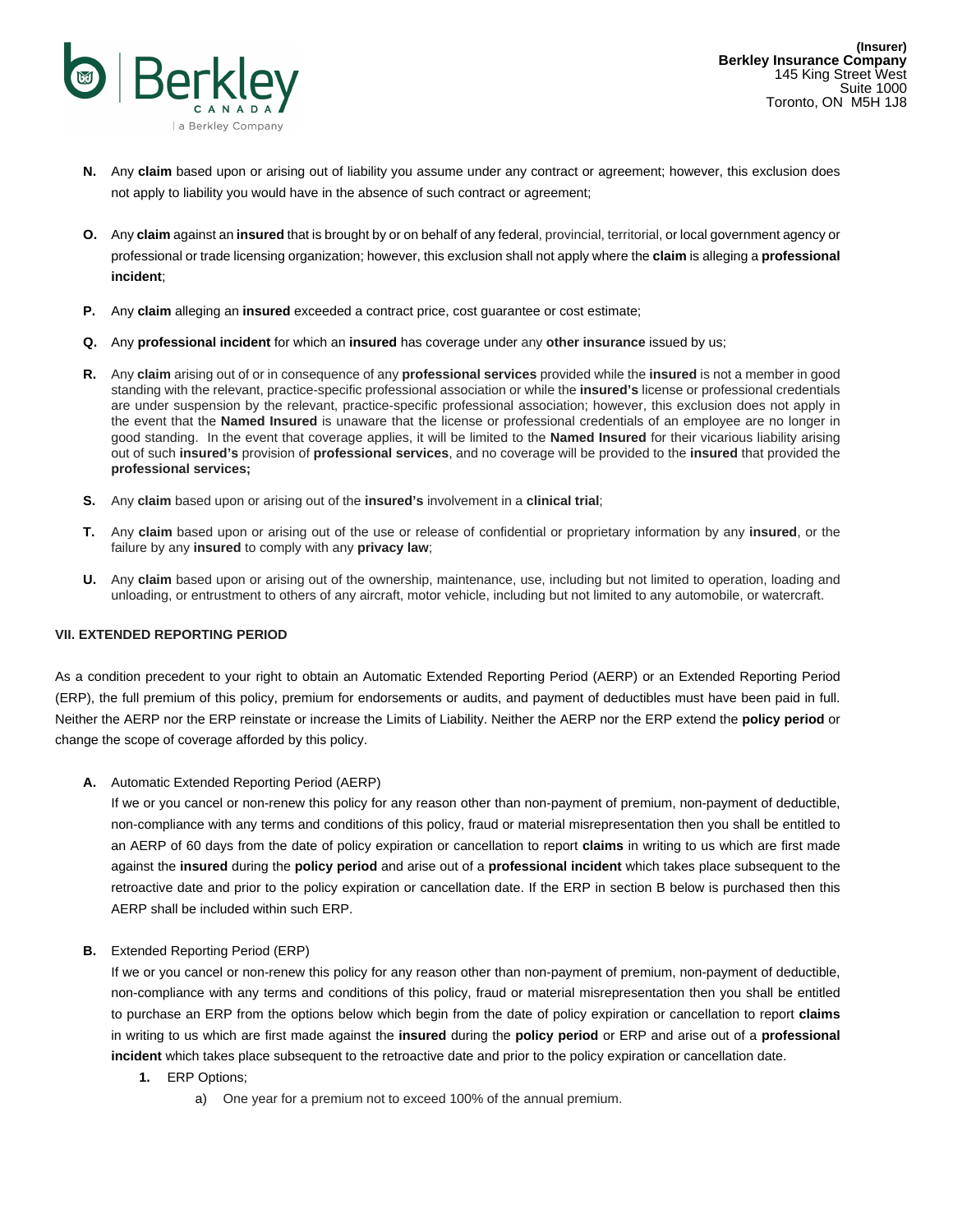**N.** Any **claim** based upon or arising out of liability you assume under any contract or agreement; however, this exclusion does not apply to liability you would have in the absence of such contract or agreement;

**O.** Any **claim** against an **insured** that is brought by or on behalf of any federal, provincial, territorial, or local government agency or professional or trade licensing organization; however, this exclusion shall not apply where the **claim** is alleging a **professional incident**;

**P.** Any **claim** alleging an **insured** exceeded a contract price, cost guarantee or cost estimate;

**Q.** Any **professional incident** for which an **insured** has coverage under any **other insurance** issued by us;

**R.** Any **claim** arising out of or in consequence of any **professional services** provided while the **insured** is not a member in good standing with the relevant, practice-specific professional association or while the **insured's** license or professional credentials are under suspension by the relevant, practice-specific professional association; however, this exclusion does not apply in the event that the **Named Insured** is unaware that the license or professional credentials of an employee are no longer in good standing. In the event that coverage applies, it will be limited to the **Named Insured** for their vicarious liability arising out of such **insured's** provision of **professional services**, and no coverage will be provided to the **insured** that provided the **professional services;**

**S.** Any **claim** based upon or arising out of the **insured's** involvement in a **clinical trial**;

**T.** Any **claim** based upon or arising out of the use or release of confidential or proprietary information by any **insured**, or the failure by any **insured** to comply with any **privacy law**;

**U.** Any **claim** based upon or arising out of the ownership, maintenance, use, including but not limited to operation, loading and unloading, or entrustment to others of any aircraft, motor vehicle, including but not limited to any automobile, or watercraft.

## VII. EXTENDED REPORTING PERIOD

As a condition precedent to your right to obtain an Automatic Extended Reporting Period (AERP) or an Extended Reporting Period (ERP), the full premium of this policy, premium for endorsements or audits, and payment of deductibles must have been paid in full. Neither the AERP nor the ERP reinstate or increase the Limits of Liability. Neither the AERP nor the ERP extend the **policy period** or change the scope of coverage afforded by this policy.

**A.** Automatic Extended Reporting Period (AERP)

If we or you cancel or non-renew this policy for any reason other than non-payment of premium, non-payment of deductible, non-compliance with any terms and conditions of this policy, fraud or material misrepresentation then you shall be entitled to an AERP of 60 days from the date of policy expiration or cancellation to report **claims** in writing to us which are first made against the **insured** during the **policy period** and arise out of a **professional incident** which takes place subsequent to the retroactive date and prior to the policy expiration or cancellation date. If the ERP in section B below is purchased then this AERP shall be included within such ERP.

**B.** Extended Reporting Period (ERP)

If we or you cancel or non-renew this policy for any reason other than non-payment of premium, non-payment of deductible, non-compliance with any terms and conditions of this policy, fraud or material misrepresentation then you shall be entitled to purchase an ERP from the options below which begin from the date of policy expiration or cancellation to report **claims** in writing to us which are first made against the **insured** during the **policy period** or ERP and arise out of a **professional incident** which takes place subsequent to the retroactive date and prior to the policy expiration or cancellation date.

**1.** ERP Options;

a) One year for a premium not to exceed 100% of the annual premium.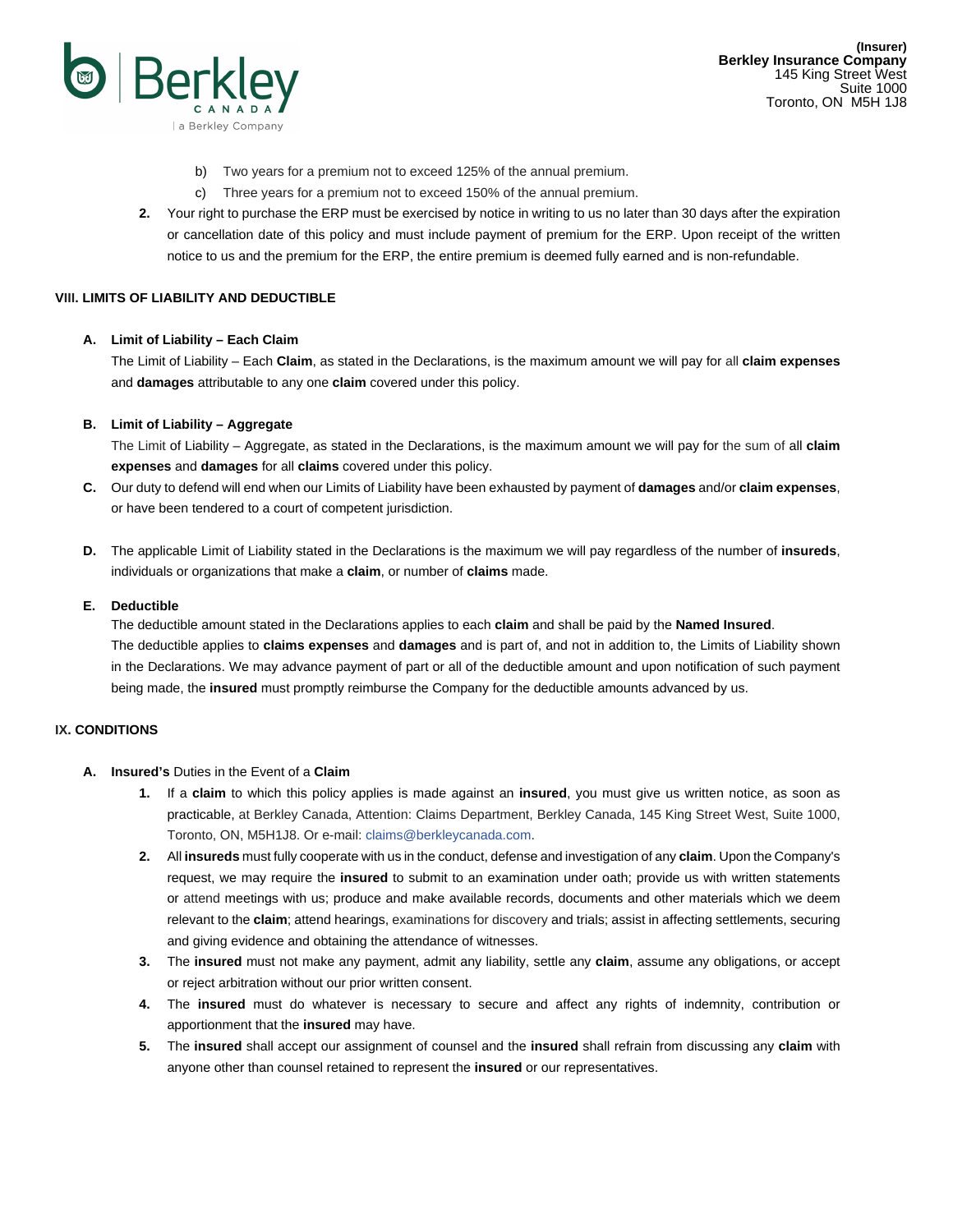b) Two years for a premium not to exceed 125% of the annual premium.

   c) Three years for a premium not to exceed 150% of the annual premium.

2. Your right to purchase the ERP must be exercised by notice in writing to us no later than 30 days after the expiration or cancellation date of this policy and must include payment of premium for the ERP. Upon receipt of the written notice to us and the premium for the ERP, the entire premium is deemed fully earned and is non-refundable.

## VIII. LIMITS OF LIABILITY AND DEDUCTIBLE

**A. Limit of Liability – Each Claim**

The Limit of Liability – Each **Claim**, as stated in the Declarations, is the maximum amount we will pay for all **claim expenses** and **damages** attributable to any one **claim** covered under this policy.

**B. Limit of Liability – Aggregate**

The Limit of Liability – Aggregate, as stated in the Declarations, is the maximum amount we will pay for the sum of all **claim expenses** and **damages** for all **claims** covered under this policy.

**C.** Our duty to defend will end when our Limits of Liability have been exhausted by payment of **damages** and/or **claim expenses**, or have been tendered to a court of competent jurisdiction.

**D.** The applicable Limit of Liability stated in the Declarations is the maximum we will pay regardless of the number of **insureds**, individuals or organizations that make a **claim**, or number of **claims** made.

**E. Deductible**

The deductible amount stated in the Declarations applies to each **claim** and shall be paid by the **Named Insured**. The deductible applies to **claims expenses** and **damages** and is part of, and not in addition to, the Limits of Liability shown in the Declarations. We may advance payment of part or all of the deductible amount and upon notification of such payment being made, the **insured** must promptly reimburse the Company for the deductible amounts advanced by us.

## IX. CONDITIONS

**A. Insured's** Duties in the Event of a **Claim**

1. If a **claim** to which this policy applies is made against an **insured**, you must give us written notice, as soon as practicable, at Berkley Canada, Attention: Claims Department, Berkley Canada, 145 King Street West, Suite 1000, Toronto, ON, M5H1J8. Or e-mail: claims@berkleycanada.com.
2. All **insureds** must fully cooperate with us in the conduct, defense and investigation of any **claim**. Upon the Company's request, we may require the **insured** to submit to an examination under oath; provide us with written statements or attend meetings with us; produce and make available records, documents and other materials which we deem relevant to the **claim**; attend hearings, examinations for discovery and trials; assist in affecting settlements, securing and giving evidence and obtaining the attendance of witnesses.
3. The **insured** must not make any payment, admit any liability, settle any **claim**, assume any obligations, or accept or reject arbitration without our prior written consent.
4. The **insured** must do whatever is necessary to secure and affect any rights of indemnity, contribution or apportionment that the **insured** may have.
5. The **insured** shall accept our assignment of counsel and the **insured** shall refrain from discussing any **claim** with anyone other than counsel retained to represent the **insured** or our representatives.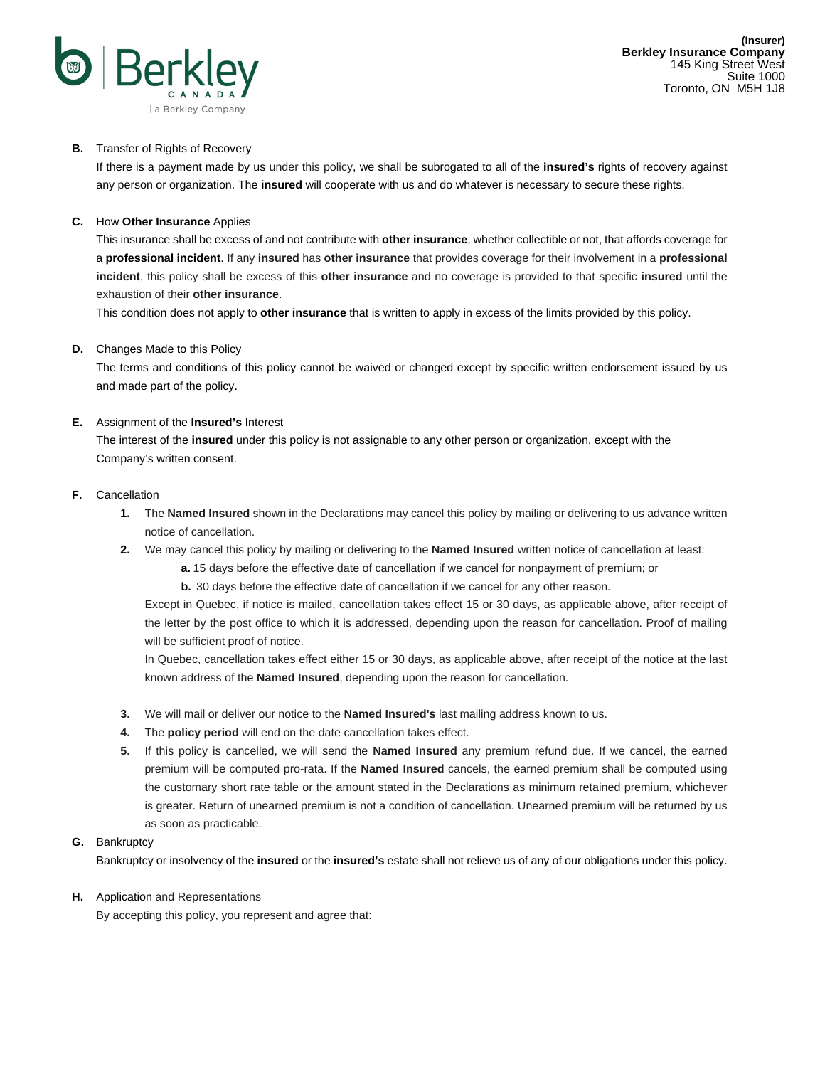**B.** Transfer of Rights of Recovery

If there is a payment made by us under this policy, we shall be subrogated to all of the **insured's** rights of recovery against any person or organization. The **insured** will cooperate with us and do whatever is necessary to secure these rights.

**C.** How **Other Insurance** Applies

This insurance shall be excess of and not contribute with **other insurance**, whether collectible or not, that affords coverage for a **professional incident**. If any **insured** has **other insurance** that provides coverage for their involvement in a **professional incident**, this policy shall be excess of this **other insurance** and no coverage is provided to that specific **insured** until the exhaustion of their **other insurance**.

This condition does not apply to **other insurance** that is written to apply in excess of the limits provided by this policy.

**D.** Changes Made to this Policy

The terms and conditions of this policy cannot be waived or changed except by specific written endorsement issued by us and made part of the policy.

**E.** Assignment of the **Insured's** Interest

The interest of the **insured** under this policy is not assignable to any other person or organization, except with the Company's written consent.

**F.** Cancellation

1. The **Named Insured** shown in the Declarations may cancel this policy by mailing or delivering to us advance written notice of cancellation.
2. We may cancel this policy by mailing or delivering to the **Named Insured** written notice of cancellation at least:
   - **a.** 15 days before the effective date of cancellation if we cancel for nonpayment of premium; or
   - **b.** 30 days before the effective date of cancellation if we cancel for any other reason.

   Except in Quebec, if notice is mailed, cancellation takes effect 15 or 30 days, as applicable above, after receipt of the letter by the post office to which it is addressed, depending upon the reason for cancellation. Proof of mailing will be sufficient proof of notice.

   In Quebec, cancellation takes effect either 15 or 30 days, as applicable above, after receipt of the notice at the last known address of the **Named Insured**, depending upon the reason for cancellation.
3. We will mail or deliver our notice to the **Named Insured's** last mailing address known to us.
4. The **policy period** will end on the date cancellation takes effect.
5. If this policy is cancelled, we will send the **Named Insured** any premium refund due. If we cancel, the earned premium will be computed pro-rata. If the **Named Insured** cancels, the earned premium shall be computed using the customary short rate table or the amount stated in the Declarations as minimum retained premium, whichever is greater. Return of unearned premium is not a condition of cancellation. Unearned premium will be returned by us as soon as practicable.

**G.** Bankruptcy

Bankruptcy or insolvency of the **insured** or the **insured's** estate shall not relieve us of any of our obligations under this policy.

**H.** Application and Representations

By accepting this policy, you represent and agree that: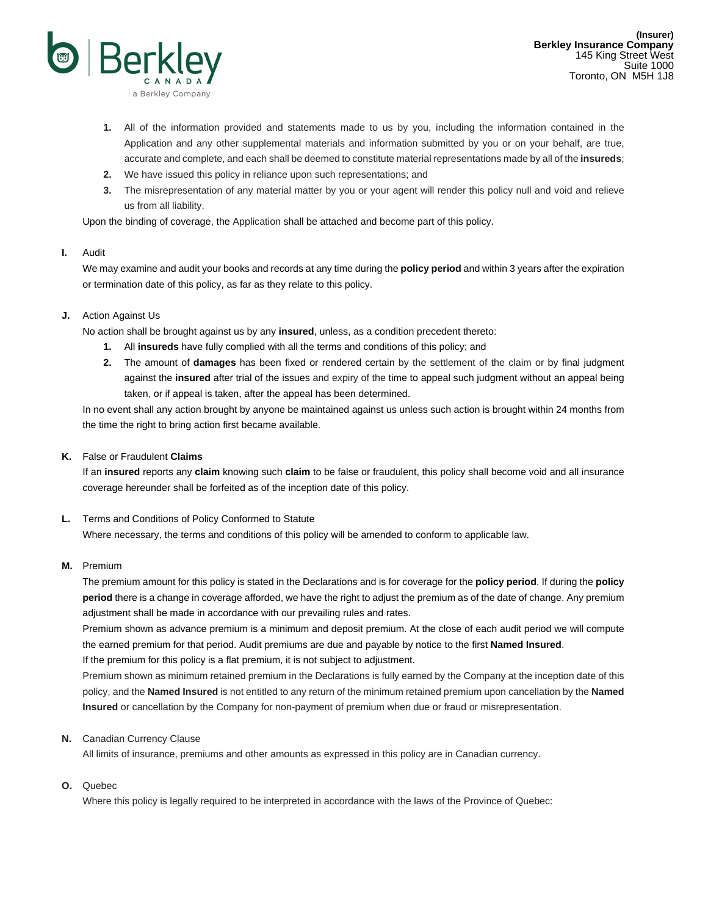1. All of the information provided and statements made to us by you, including the information contained in the Application and any other supplemental materials and information submitted by you or on your behalf, are true, accurate and complete, and each shall be deemed to constitute material representations made by all of the **insureds**;
2. We have issued this policy in reliance upon such representations; and
3. The misrepresentation of any material matter by you or your agent will render this policy null and void and relieve us from all liability.

Upon the binding of coverage, the Application shall be attached and become part of this policy.

**I.** Audit

We may examine and audit your books and records at any time during the **policy period** and within 3 years after the expiration or termination date of this policy, as far as they relate to this policy.

**J.** Action Against Us

No action shall be brought against us by any **insured**, unless, as a condition precedent thereto:

1. All **insureds** have fully complied with all the terms and conditions of this policy; and
2. The amount of **damages** has been fixed or rendered certain by the settlement of the claim or by final judgment against the **insured** after trial of the issues and expiry of the time to appeal such judgment without an appeal being taken, or if appeal is taken, after the appeal has been determined.

In no event shall any action brought by anyone be maintained against us unless such action is brought within 24 months from the time the right to bring action first became available.

**K.** False or Fraudulent **Claims**

If an **insured** reports any **claim** knowing such **claim** to be false or fraudulent, this policy shall become void and all insurance coverage hereunder shall be forfeited as of the inception date of this policy.

**L.** Terms and Conditions of Policy Conformed to Statute

Where necessary, the terms and conditions of this policy will be amended to conform to applicable law.

**M.** Premium

The premium amount for this policy is stated in the Declarations and is for coverage for the **policy period**. If during the **policy period** there is a change in coverage afforded, we have the right to adjust the premium as of the date of change. Any premium adjustment shall be made in accordance with our prevailing rules and rates.

Premium shown as advance premium is a minimum and deposit premium. At the close of each audit period we will compute the earned premium for that period. Audit premiums are due and payable by notice to the first **Named Insured**.

If the premium for this policy is a flat premium, it is not subject to adjustment.

Premium shown as minimum retained premium in the Declarations is fully earned by the Company at the inception date of this policy, and the **Named Insured** is not entitled to any return of the minimum retained premium upon cancellation by the **Named Insured** or cancellation by the Company for non-payment of premium when due or fraud or misrepresentation.

**N.** Canadian Currency Clause

All limits of insurance, premiums and other amounts as expressed in this policy are in Canadian currency.

**O.** Quebec

Where this policy is legally required to be interpreted in accordance with the laws of the Province of Quebec: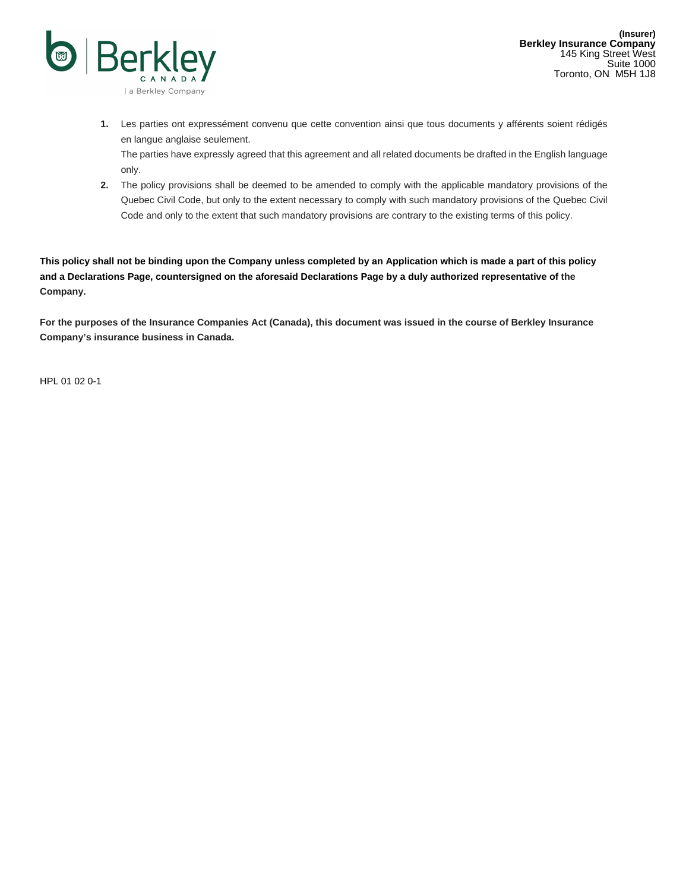**(Insurer)**
**Berkley Insurance Company**
145 King Street West
Suite 1000
Toronto, ON M5H 1J8

1. Les parties ont expressément convenu que cette convention ainsi que tous documents y afférents soient rédigés en langue anglaise seulement.
   The parties have expressly agreed that this agreement and all related documents be drafted in the English language only.
2. The policy provisions shall be deemed to be amended to comply with the applicable mandatory provisions of the Quebec Civil Code, but only to the extent necessary to comply with such mandatory provisions of the Quebec Civil Code and only to the extent that such mandatory provisions are contrary to the existing terms of this policy.

**This policy shall not be binding upon the Company unless completed by an Application which is made a part of this policy and a Declarations Page, countersigned on the aforesaid Declarations Page by a duly authorized representative of the Company.**

**For the purposes of the Insurance Companies Act (Canada), this document was issued in the course of Berkley Insurance Company's insurance business in Canada.**

HPL 01 02 0-1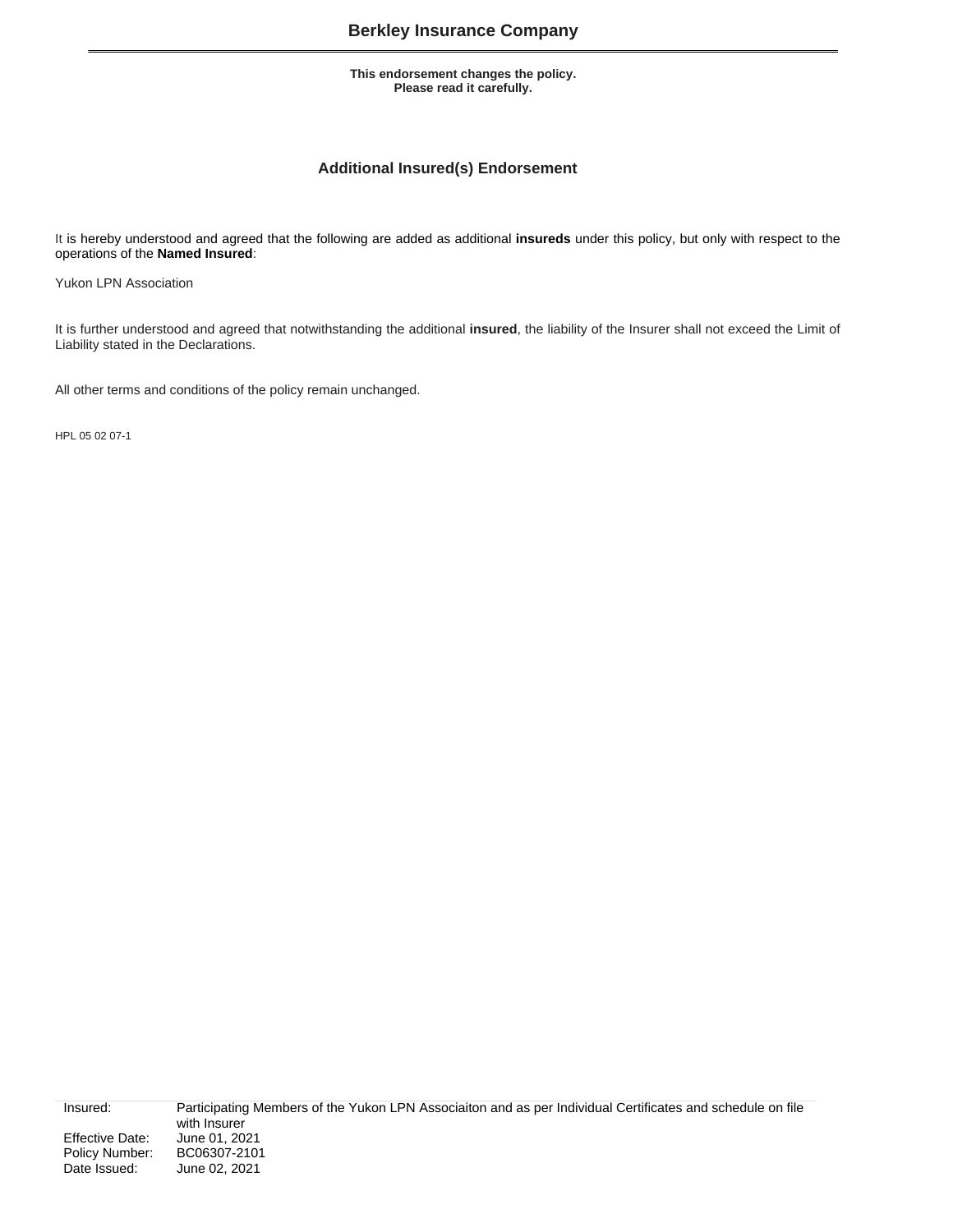# Berkley Insurance Company

**This endorsement changes the policy.**
**Please read it carefully.**

## Additional Insured(s) Endorsement

It is hereby understood and agreed that the following are added as additional **insureds** under this policy, but only with respect to the operations of the **Named Insured**:

Yukon LPN Association

It is further understood and agreed that notwithstanding the additional **insured**, the liability of the Insurer shall not exceed the Limit of Liability stated in the Declarations.

All other terms and conditions of the policy remain unchanged.

HPL 05 02 07-1

| | |
|---|---|
| Insured: | Participating Members of the Yukon LPN Associaiton and as per Individual Certificates and schedule on file with Insurer |
| Effective Date: | June 01, 2021 |
| Policy Number: | BC06307-2101 |
| Date Issued: | June 02, 2021 |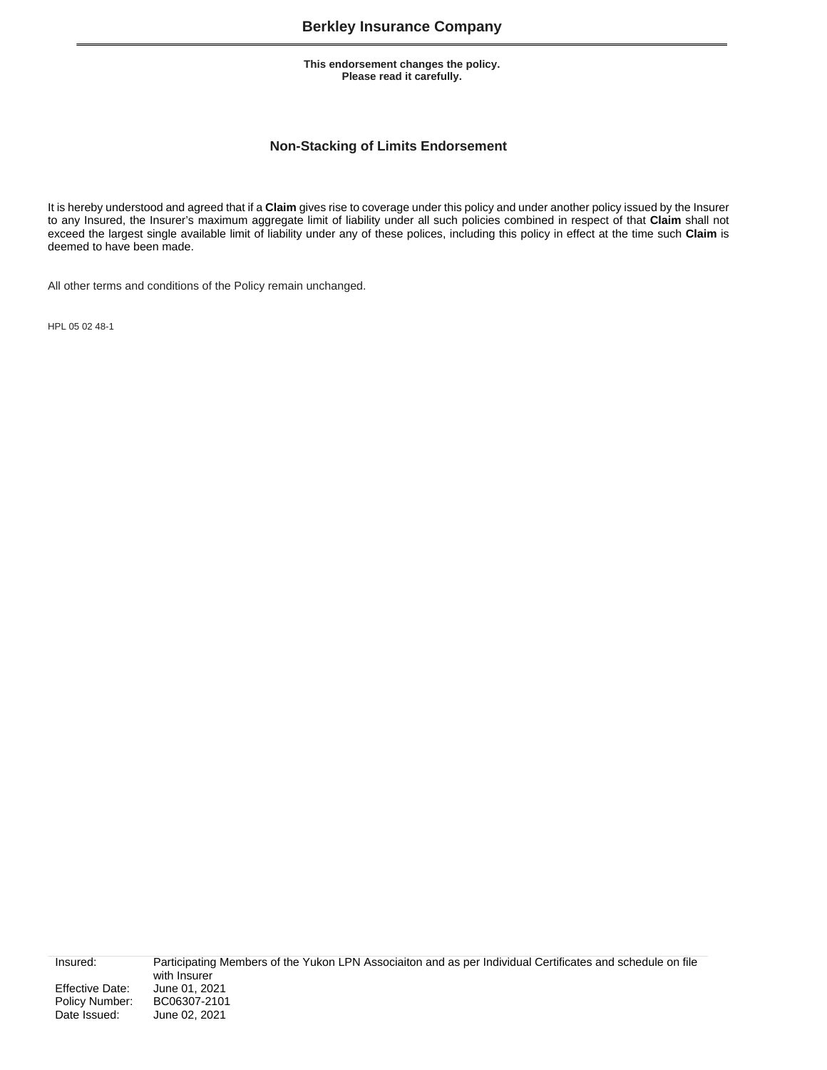# Berkley Insurance Company

**This endorsement changes the policy.**
**Please read it carefully.**

## Non-Stacking of Limits Endorsement

It is hereby understood and agreed that if a **Claim** gives rise to coverage under this policy and under another policy issued by the Insurer to any Insured, the Insurer's maximum aggregate limit of liability under all such policies combined in respect of that **Claim** shall not exceed the largest single available limit of liability under any of these polices, including this policy in effect at the time such **Claim** is deemed to have been made.

All other terms and conditions of the Policy remain unchanged.

HPL 05 02 48-1

| | |
|---|---|
| Insured: | Participating Members of the Yukon LPN Associaiton and as per Individual Certificates and schedule on file with Insurer |
| Effective Date: | June 01, 2021 |
| Policy Number: | BC06307-2101 |
| Date Issued: | June 02, 2021 |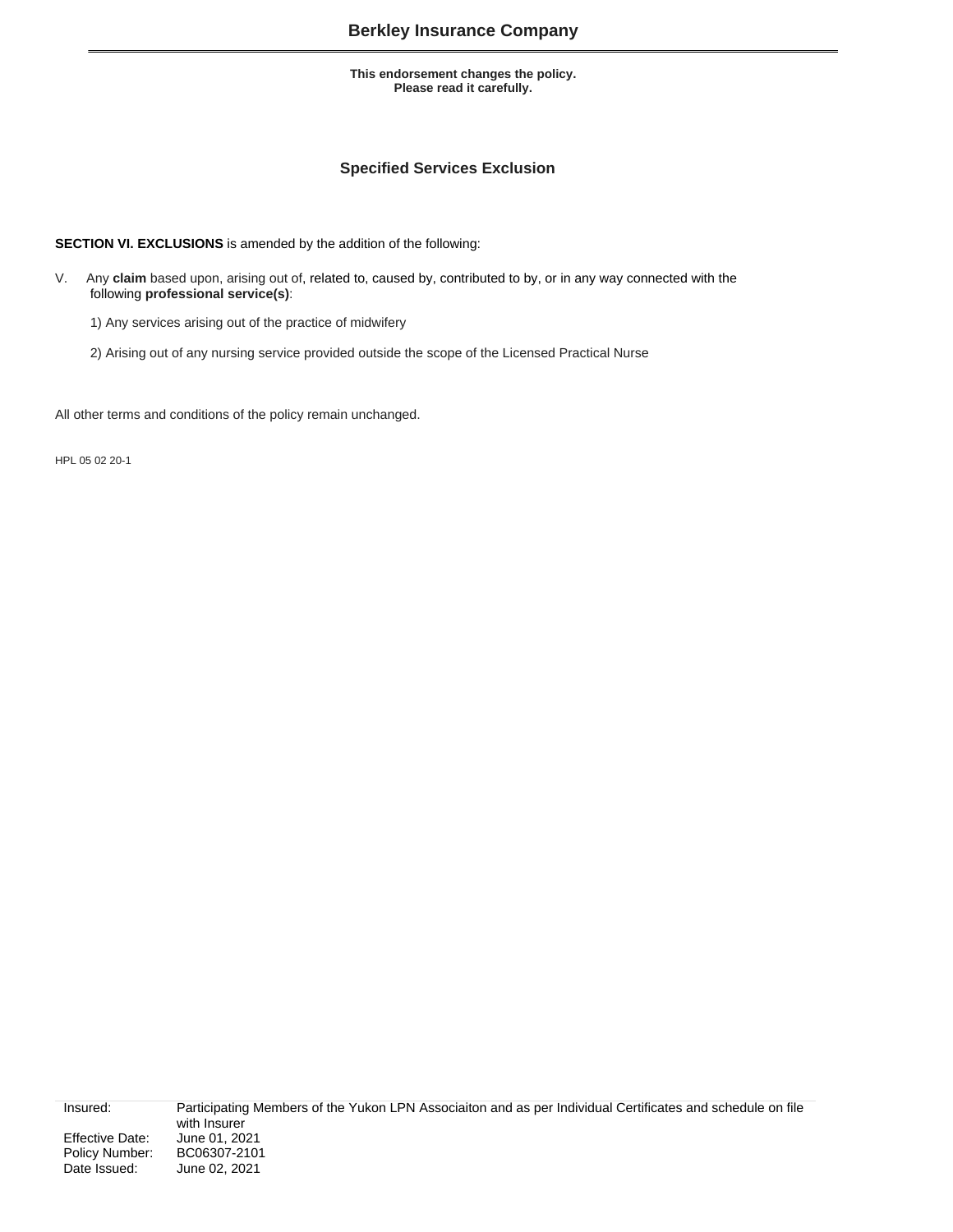# Berkley Insurance Company

**This endorsement changes the policy.**
**Please read it carefully.**

## Specified Services Exclusion

**SECTION VI. EXCLUSIONS** is amended by the addition of the following:

V. Any **claim** based upon, arising out of, related to, caused by, contributed to by, or in any way connected with the following **professional service(s)**:

1) Any services arising out of the practice of midwifery

2) Arising out of any nursing service provided outside the scope of the Licensed Practical Nurse

All other terms and conditions of the policy remain unchanged.

HPL 05 02 20-1

| | |
|---|---|
| Insured: | Participating Members of the Yukon LPN Associaiton and as per Individual Certificates and schedule on file with Insurer |
| Effective Date: | June 01, 2021 |
| Policy Number: | BC06307-2101 |
| Date Issued: | June 02, 2021 |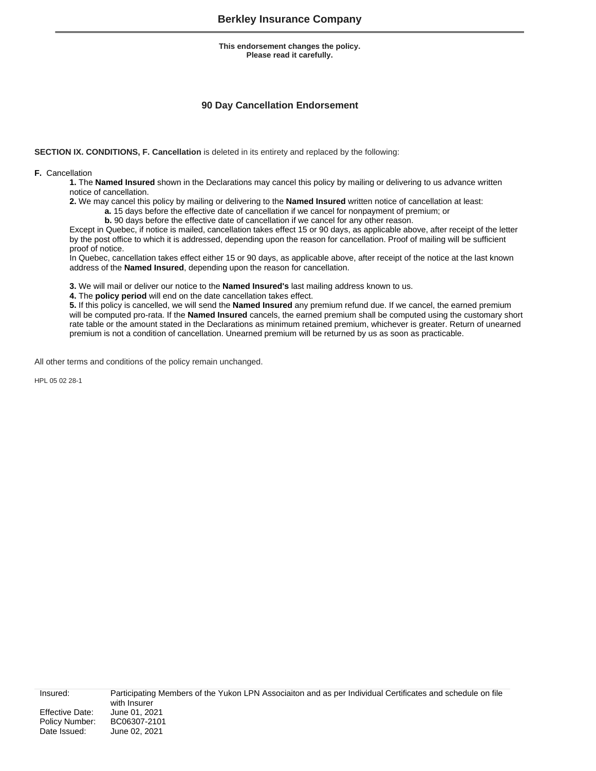# Berkley Insurance Company

**This endorsement changes the policy.**
**Please read it carefully.**

## 90 Day Cancellation Endorsement

**SECTION IX. CONDITIONS, F. Cancellation** is deleted in its entirety and replaced by the following:

**F.** Cancellation

**1.** The **Named Insured** shown in the Declarations may cancel this policy by mailing or delivering to us advance written notice of cancellation.

**2.** We may cancel this policy by mailing or delivering to the **Named Insured** written notice of cancellation at least:

- **a.** 15 days before the effective date of cancellation if we cancel for nonpayment of premium; or
- **b.** 90 days before the effective date of cancellation if we cancel for any other reason.

Except in Quebec, if notice is mailed, cancellation takes effect 15 or 90 days, as applicable above, after receipt of the letter by the post office to which it is addressed, depending upon the reason for cancellation. Proof of mailing will be sufficient proof of notice.

In Quebec, cancellation takes effect either 15 or 90 days, as applicable above, after receipt of the notice at the last known address of the **Named Insured**, depending upon the reason for cancellation.

**3.** We will mail or deliver our notice to the **Named Insured's** last mailing address known to us.

**4.** The **policy period** will end on the date cancellation takes effect.

**5.** If this policy is cancelled, we will send the **Named Insured** any premium refund due. If we cancel, the earned premium will be computed pro-rata. If the **Named Insured** cancels, the earned premium shall be computed using the customary short rate table or the amount stated in the Declarations as minimum retained premium, whichever is greater. Return of unearned premium is not a condition of cancellation. Unearned premium will be returned by us as soon as practicable.

All other terms and conditions of the policy remain unchanged.

HPL 05 02 28-1

| | |
|---|---|
| Insured: | Participating Members of the Yukon LPN Associaiton and as per Individual Certificates and schedule on file with Insurer |
| Effective Date: | June 01, 2021 |
| Policy Number: | BC06307-2101 |
| Date Issued: | June 02, 2021 |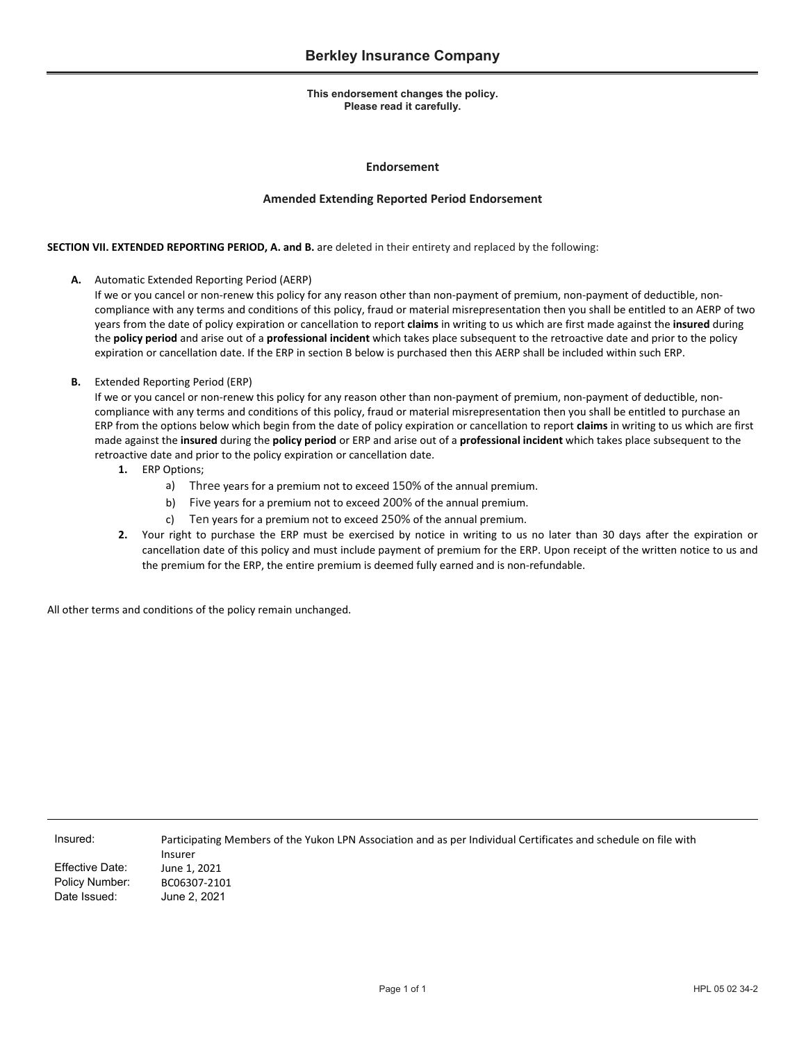# Berkley Insurance Company

**This endorsement changes the policy.**
**Please read it carefully.**

## Endorsement

## Amended Extending Reported Period Endorsement

**SECTION VII. EXTENDED REPORTING PERIOD, A. and B.** are deleted in their entirety and replaced by the following:

**A.** Automatic Extended Reporting Period (AERP)
If we or you cancel or non-renew this policy for any reason other than non-payment of premium, non-payment of deductible, non-compliance with any terms and conditions of this policy, fraud or material misrepresentation then you shall be entitled to an AERP of two years from the date of policy expiration or cancellation to report **claims** in writing to us which are first made against the **insured** during the **policy period** and arise out of a **professional incident** which takes place subsequent to the retroactive date and prior to the policy expiration or cancellation date. If the ERP in section B below is purchased then this AERP shall be included within such ERP.

**B.** Extended Reporting Period (ERP)
If we or you cancel or non-renew this policy for any reason other than non-payment of premium, non-payment of deductible, non-compliance with any terms and conditions of this policy, fraud or material misrepresentation then you shall be entitled to purchase an ERP from the options below which begin from the date of policy expiration or cancellation to report **claims** in writing to us which are first made against the **insured** during the **policy period** or ERP and arise out of a **professional incident** which takes place subsequent to the retroactive date and prior to the policy expiration or cancellation date.

1. ERP Options;
   a) Three years for a premium not to exceed 150% of the annual premium.
   b) Five years for a premium not to exceed 200% of the annual premium.
   c) Ten years for a premium not to exceed 250% of the annual premium.
2. Your right to purchase the ERP must be exercised by notice in writing to us no later than 30 days after the expiration or cancellation date of this policy and must include payment of premium for the ERP. Upon receipt of the written notice to us and the premium for the ERP, the entire premium is deemed fully earned and is non-refundable.

All other terms and conditions of the policy remain unchanged.

| | |
|---|---|
| Insured: | Participating Members of the Yukon LPN Association and as per Individual Certificates and schedule on file with Insurer |
| Effective Date: | June 1, 2021 |
| Policy Number: | BC06307-2101 |
| Date Issued: | June 2, 2021 |

HPL 05 02 34-2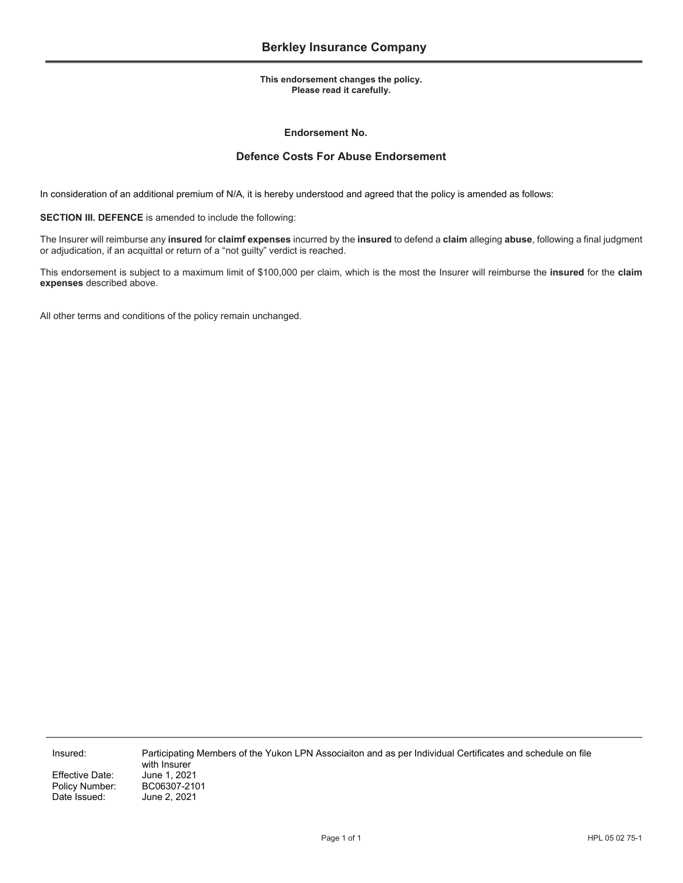# Berkley Insurance Company

**This endorsement changes the policy.**
**Please read it carefully.**

**Endorsement No.**

## Defence Costs For Abuse Endorsement

In consideration of an additional premium of N/A, it is hereby understood and agreed that the policy is amended as follows:

**SECTION III. DEFENCE** is amended to include the following:

The Insurer will reimburse any **insured** for **claimf expenses** incurred by the **insured** to defend a **claim** alleging **abuse**, following a final judgment or adjudication, if an acquittal or return of a "not guilty" verdict is reached.

This endorsement is subject to a maximum limit of $100,000 per claim, which is the most the Insurer will reimburse the **insured** for the **claim expenses** described above.

All other terms and conditions of the policy remain unchanged.

| | |
|---|---|
| Insured: | Participating Members of the Yukon LPN Associaiton and as per Individual Certificates and schedule on file with Insurer |
| Effective Date: | June 1, 2021 |
| Policy Number: | BC06307-2101 |
| Date Issued: | June 2, 2021 |

HPL 05 02 75-1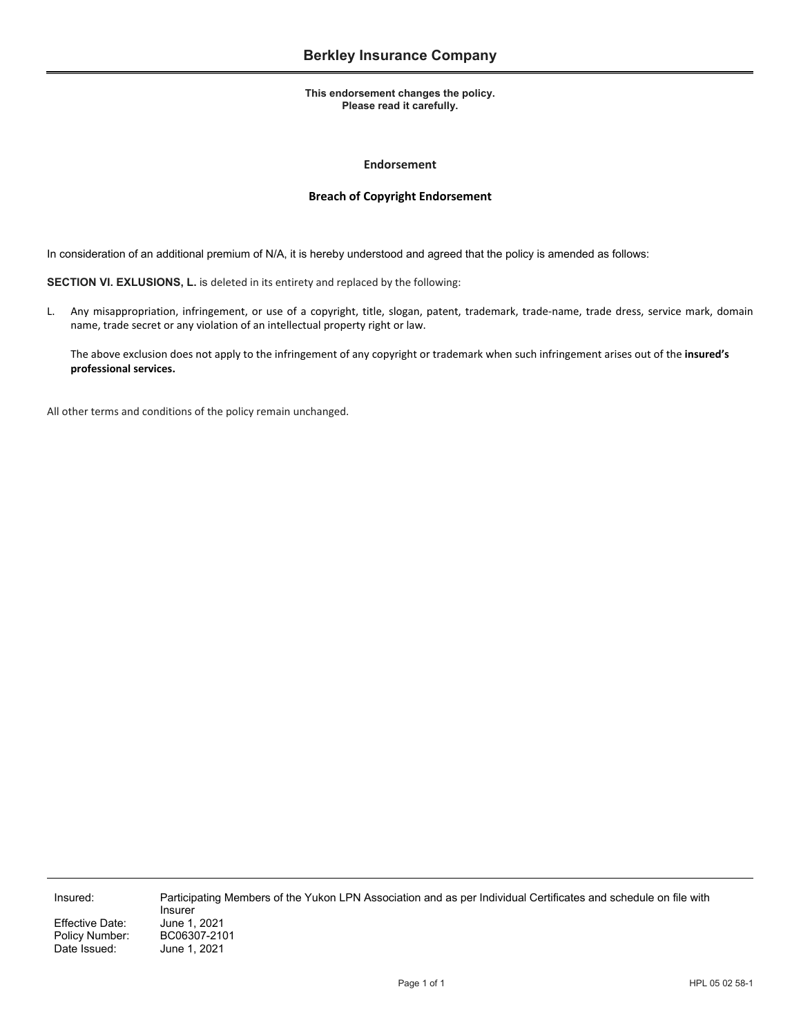# Berkley Insurance Company

**This endorsement changes the policy.**
**Please read it carefully.**

**Endorsement**

**Breach of Copyright Endorsement**

In consideration of an additional premium of N/A, it is hereby understood and agreed that the policy is amended as follows:

**SECTION VI. EXLUSIONS, L.** is deleted in its entirety and replaced by the following:

L. Any misappropriation, infringement, or use of a copyright, title, slogan, patent, trademark, trade-name, trade dress, service mark, domain name, trade secret or any violation of an intellectual property right or law.

   The above exclusion does not apply to the infringement of any copyright or trademark when such infringement arises out of the **insured's professional services.**

All other terms and conditions of the policy remain unchanged.

| | |
|---|---|
| Insured: | Participating Members of the Yukon LPN Association and as per Individual Certificates and schedule on file with Insurer |
| Effective Date: | June 1, 2021 |
| Policy Number: | BC06307-2101 |
| Date Issued: | June 1, 2021 |

HPL 05 02 58-1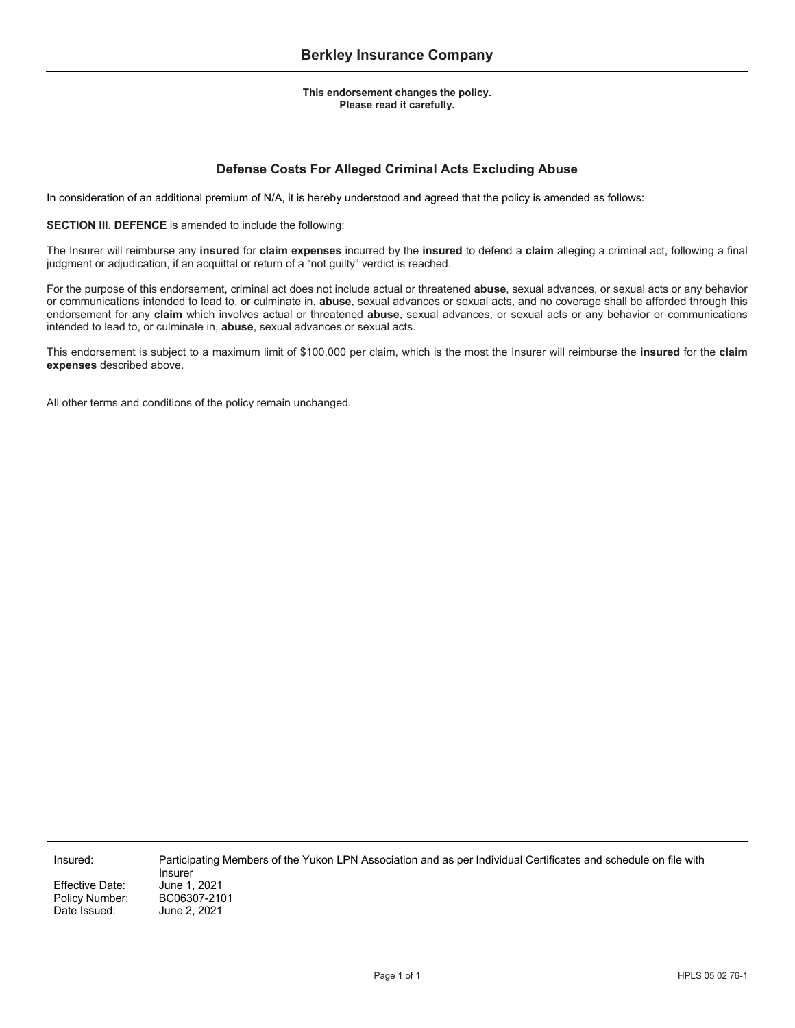# Berkley Insurance Company

**This endorsement changes the policy.**
**Please read it carefully.**

## Defense Costs For Alleged Criminal Acts Excluding Abuse

In consideration of an additional premium of N/A, it is hereby understood and agreed that the policy is amended as follows:

**SECTION III. DEFENCE** is amended to include the following:

The Insurer will reimburse any **insured** for **claim expenses** incurred by the **insured** to defend a **claim** alleging a criminal act, following a final judgment or adjudication, if an acquittal or return of a "not guilty" verdict is reached.

For the purpose of this endorsement, criminal act does not include actual or threatened **abuse**, sexual advances, or sexual acts or any behavior or communications intended to lead to, or culminate in, **abuse**, sexual advances or sexual acts, and no coverage shall be afforded through this endorsement for any **claim** which involves actual or threatened **abuse**, sexual advances, or sexual acts or any behavior or communications intended to lead to, or culminate in, **abuse**, sexual advances or sexual acts.

This endorsement is subject to a maximum limit of $100,000 per claim, which is the most the Insurer will reimburse the **insured** for the **claim expenses** described above.

All other terms and conditions of the policy remain unchanged.

| | |
|---|---|
| Insured: | Participating Members of the Yukon LPN Association and as per Individual Certificates and schedule on file with Insurer |
| Effective Date: | June 1, 2021 |
| Policy Number: | BC06307-2101 |
| Date Issued: | June 2, 2021 |

HPLS 05 02 76-1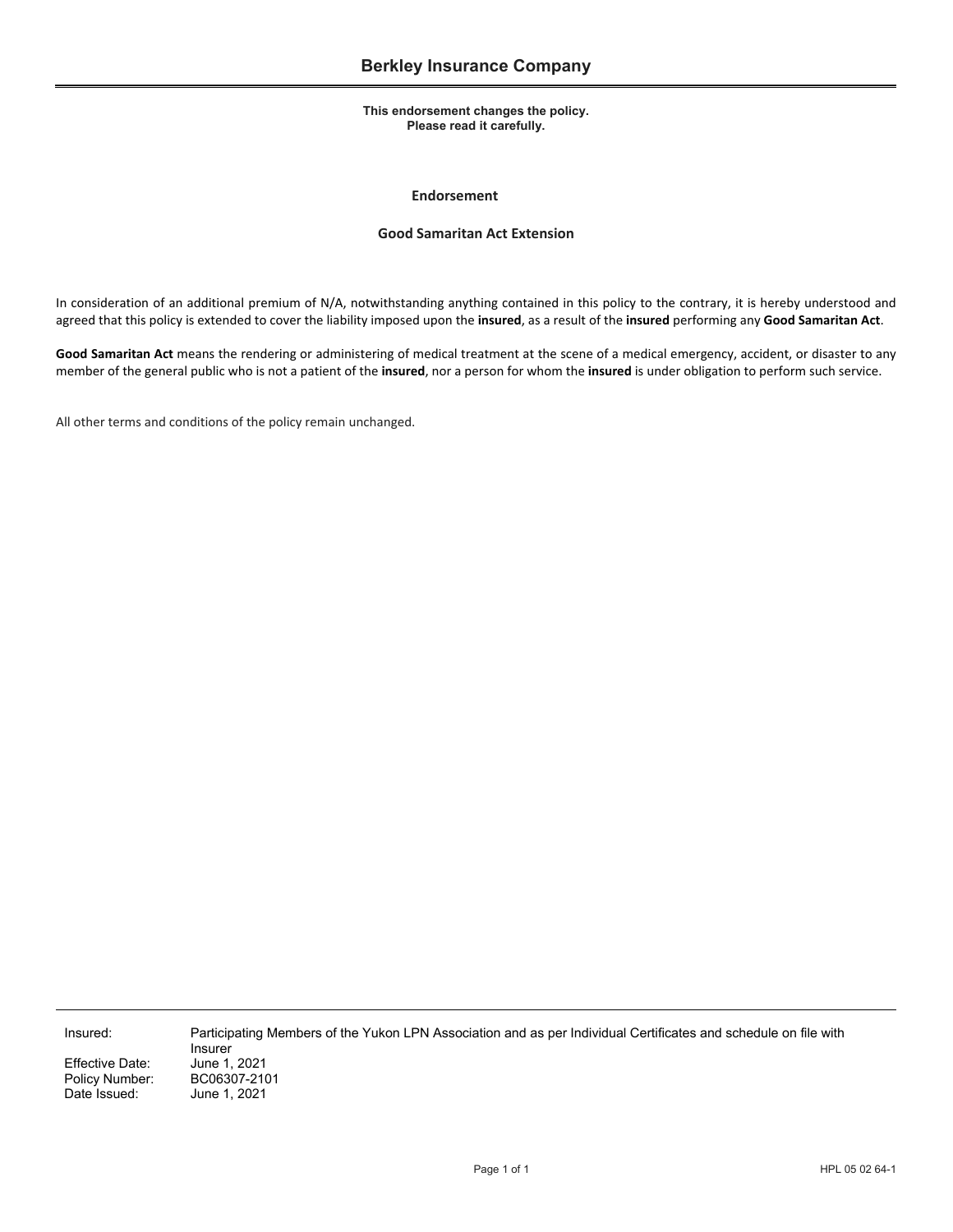# Berkley Insurance Company

**This endorsement changes the policy.**
**Please read it carefully.**

## Endorsement

## Good Samaritan Act Extension

In consideration of an additional premium of N/A, notwithstanding anything contained in this policy to the contrary, it is hereby understood and agreed that this policy is extended to cover the liability imposed upon the **insured**, as a result of the **insured** performing any **Good Samaritan Act**.

**Good Samaritan Act** means the rendering or administering of medical treatment at the scene of a medical emergency, accident, or disaster to any member of the general public who is not a patient of the **insured**, nor a person for whom the **insured** is under obligation to perform such service.

All other terms and conditions of the policy remain unchanged.

| | |
|---|---|
| Insured: | Participating Members of the Yukon LPN Association and as per Individual Certificates and schedule on file with Insurer |
| Effective Date: | June 1, 2021 |
| Policy Number: | BC06307-2101 |
| Date Issued: | June 1, 2021 |

HPL 05 02 64-1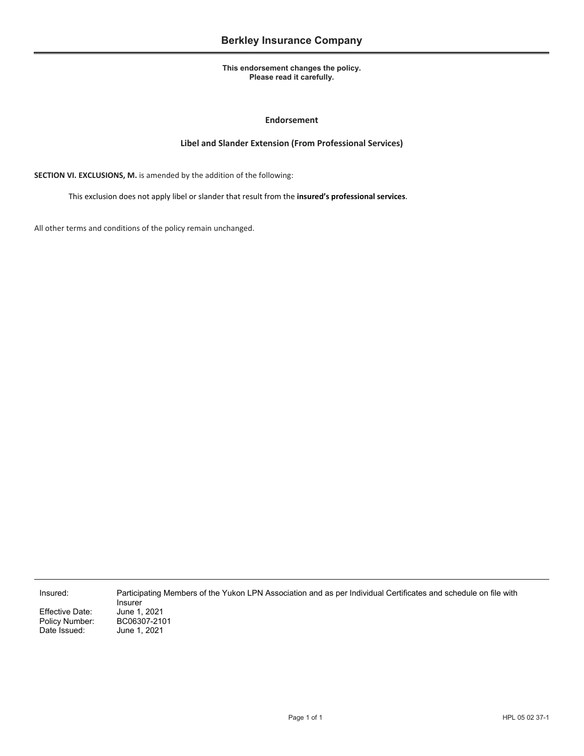# Berkley Insurance Company

**This endorsement changes the policy.**
**Please read it carefully.**

## Endorsement

### Libel and Slander Extension (From Professional Services)

**SECTION VI. EXCLUSIONS, M.** is amended by the addition of the following:

> This exclusion does not apply libel or slander that result from the **insured's professional services**.

All other terms and conditions of the policy remain unchanged.

| | |
|---|---|
| Insured: | Participating Members of the Yukon LPN Association and as per Individual Certificates and schedule on file with Insurer |
| Effective Date: | June 1, 2021 |
| Policy Number: | BC06307-2101 |
| Date Issued: | June 1, 2021 |

HPL 05 02 37-1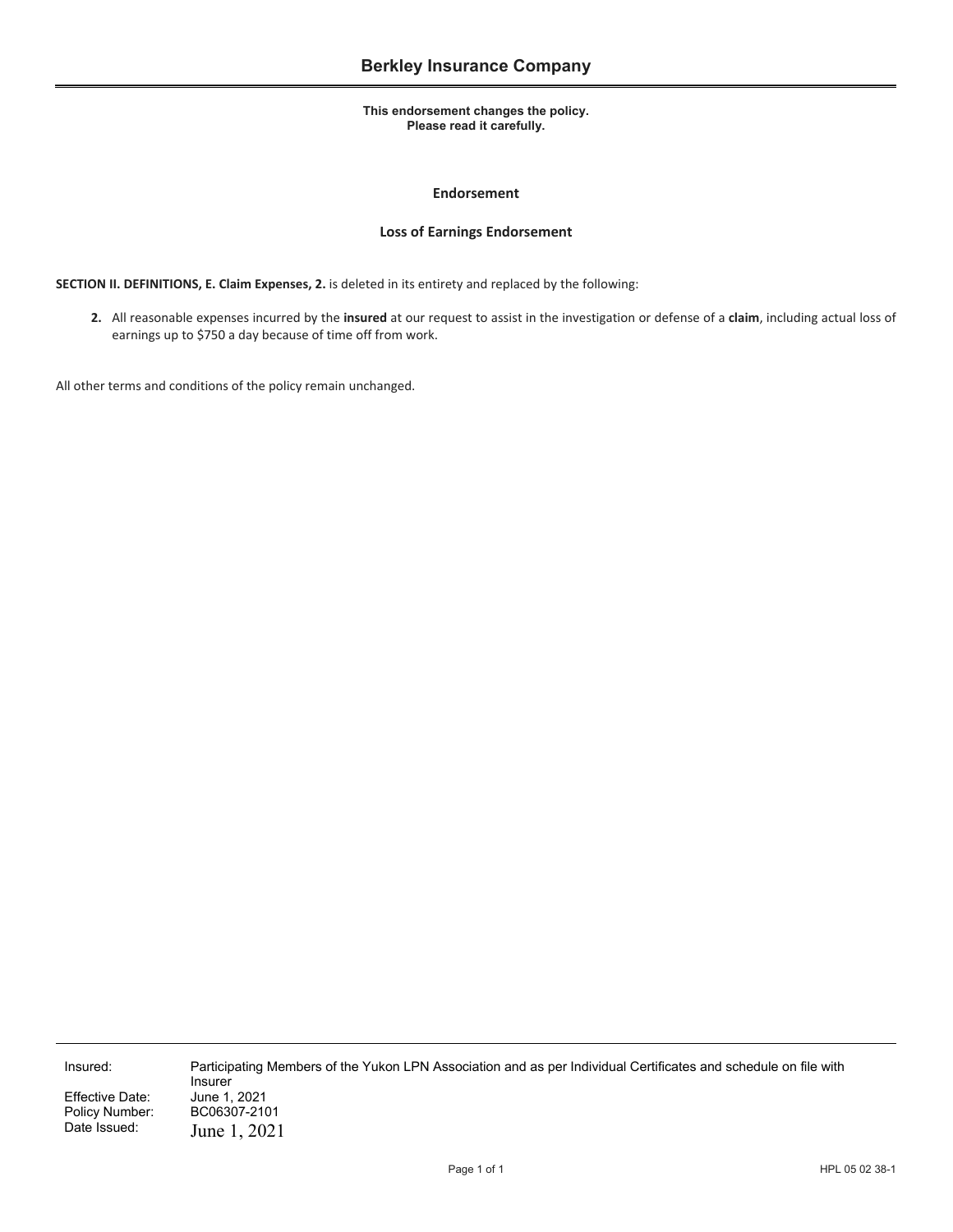# Berkley Insurance Company

**This endorsement changes the policy.**
**Please read it carefully.**

## Endorsement

## Loss of Earnings Endorsement

**SECTION II. DEFINITIONS, E. Claim Expenses, 2.** is deleted in its entirety and replaced by the following:

**2.** All reasonable expenses incurred by the **insured** at our request to assist in the investigation or defense of a **claim**, including actual loss of earnings up to $750 a day because of time off from work.

All other terms and conditions of the policy remain unchanged.

| | |
|---|---|
| Insured: | Participating Members of the Yukon LPN Association and as per Individual Certificates and schedule on file with Insurer |
| Effective Date: | June 1, 2021 |
| Policy Number: | BC06307-2101 |
| Date Issued: | June 1, 2021 |

HPL 05 02 38-1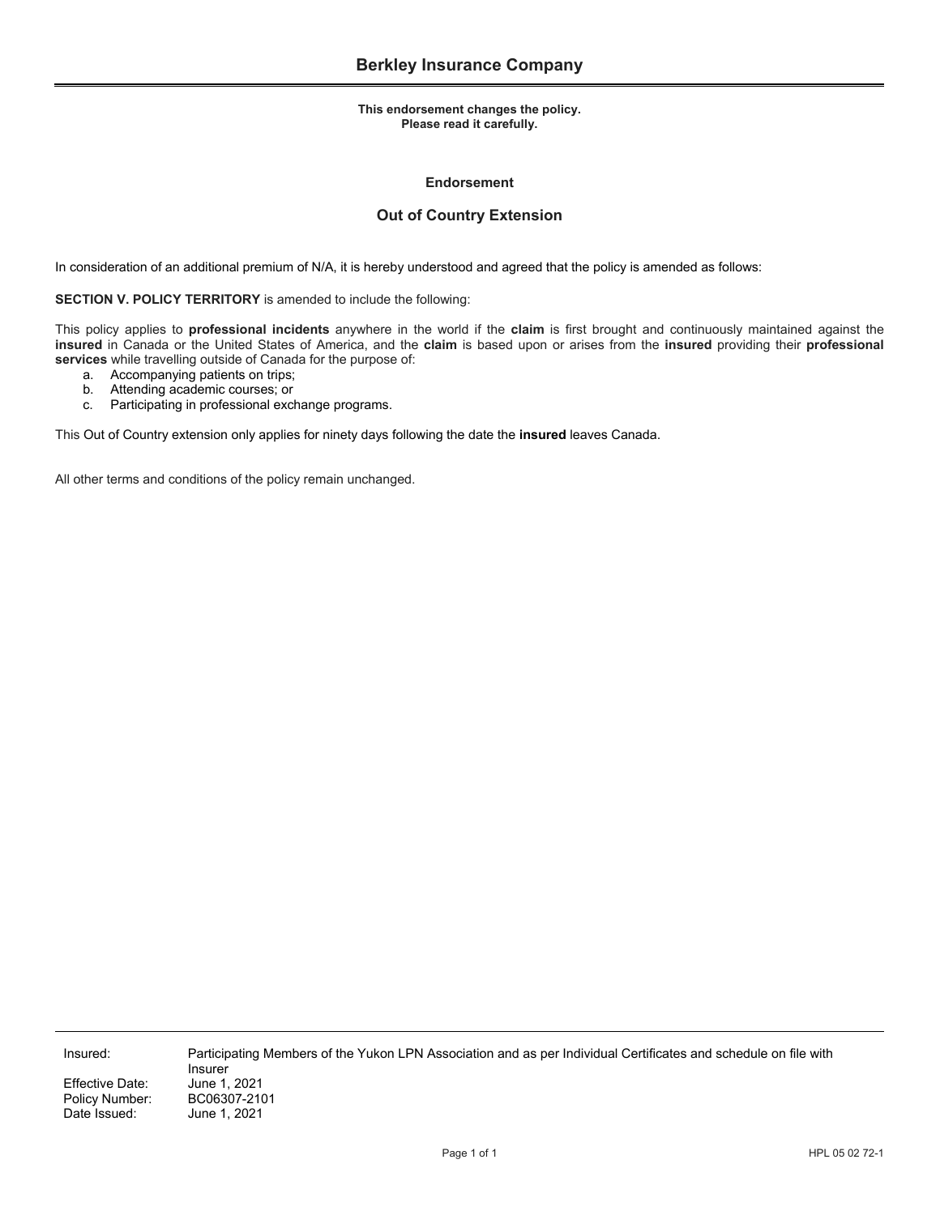# Berkley Insurance Company

**This endorsement changes the policy.**
**Please read it carefully.**

**Endorsement**

## Out of Country Extension

In consideration of an additional premium of N/A, it is hereby understood and agreed that the policy is amended as follows:

**SECTION V. POLICY TERRITORY** is amended to include the following:

This policy applies to **professional incidents** anywhere in the world if the **claim** is first brought and continuously maintained against the **insured** in Canada or the United States of America, and the **claim** is based upon or arises from the **insured** providing their **professional services** while travelling outside of Canada for the purpose of:

a. Accompanying patients on trips;
b. Attending academic courses; or
c. Participating in professional exchange programs.

This Out of Country extension only applies for ninety days following the date the **insured** leaves Canada.

All other terms and conditions of the policy remain unchanged.

| | |
|---|---|
| Insured: | Participating Members of the Yukon LPN Association and as per Individual Certificates and schedule on file with Insurer |
| Effective Date: | June 1, 2021 |
| Policy Number: | BC06307-2101 |
| Date Issued: | June 1, 2021 |

HPL 05 02 72-1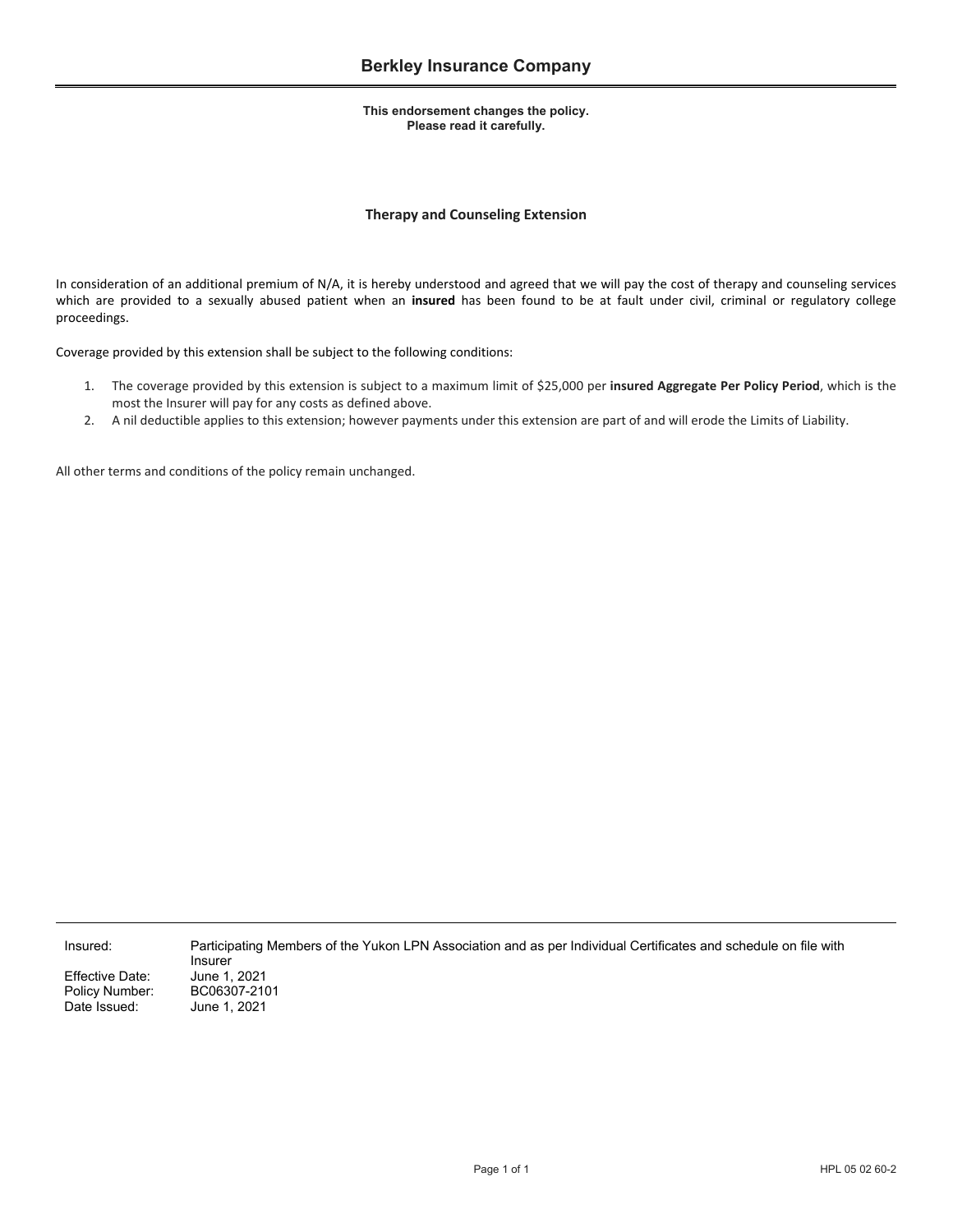# Berkley Insurance Company

**This endorsement changes the policy.**
**Please read it carefully.**

## Therapy and Counseling Extension

In consideration of an additional premium of N/A, it is hereby understood and agreed that we will pay the cost of therapy and counseling services which are provided to a sexually abused patient when an **insured** has been found to be at fault under civil, criminal or regulatory college proceedings.

Coverage provided by this extension shall be subject to the following conditions:

1. The coverage provided by this extension is subject to a maximum limit of $25,000 per **insured Aggregate Per Policy Period**, which is the most the Insurer will pay for any costs as defined above.
2. A nil deductible applies to this extension; however payments under this extension are part of and will erode the Limits of Liability.

All other terms and conditions of the policy remain unchanged.

| | |
|---|---|
| Insured: | Participating Members of the Yukon LPN Association and as per Individual Certificates and schedule on file with Insurer |
| Effective Date: | June 1, 2021 |
| Policy Number: | BC06307-2101 |
| Date Issued: | June 1, 2021 |

HPL 05 02 60-2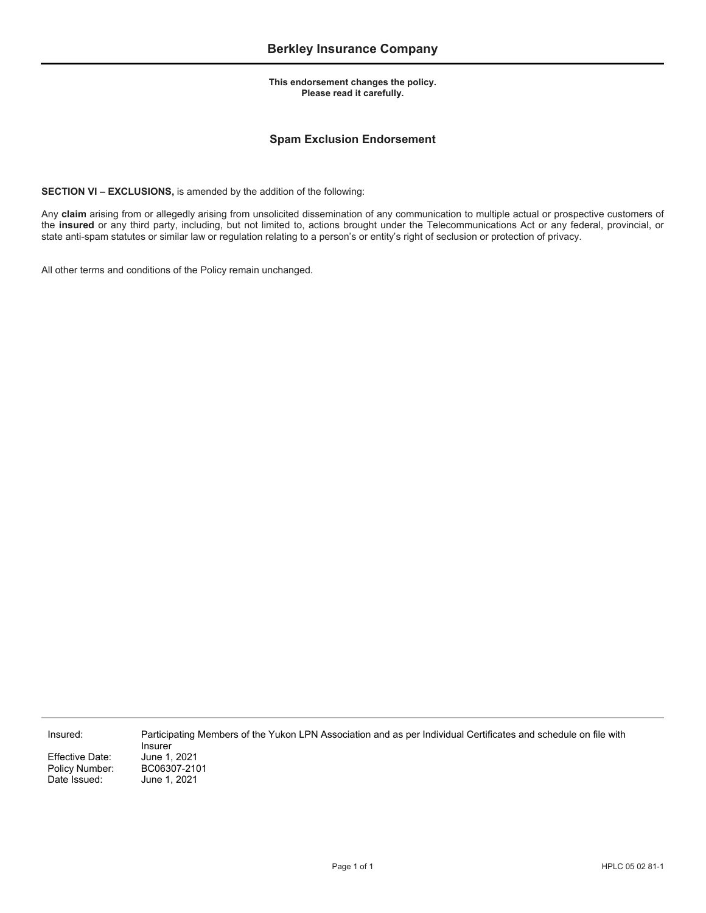# Berkley Insurance Company

**This endorsement changes the policy.**
**Please read it carefully.**

## Spam Exclusion Endorsement

**SECTION VI – EXCLUSIONS,** is amended by the addition of the following:

Any **claim** arising from or allegedly arising from unsolicited dissemination of any communication to multiple actual or prospective customers of the **insured** or any third party, including, but not limited to, actions brought under the Telecommunications Act or any federal, provincial, or state anti-spam statutes or similar law or regulation relating to a person's or entity's right of seclusion or protection of privacy.

All other terms and conditions of the Policy remain unchanged.

| | |
|---|---|
| Insured: | Participating Members of the Yukon LPN Association and as per Individual Certificates and schedule on file with Insurer |
| Effective Date: | June 1, 2021 |
| Policy Number: | BC06307-2101 |
| Date Issued: | June 1, 2021 |

HPLC 05 02 81-1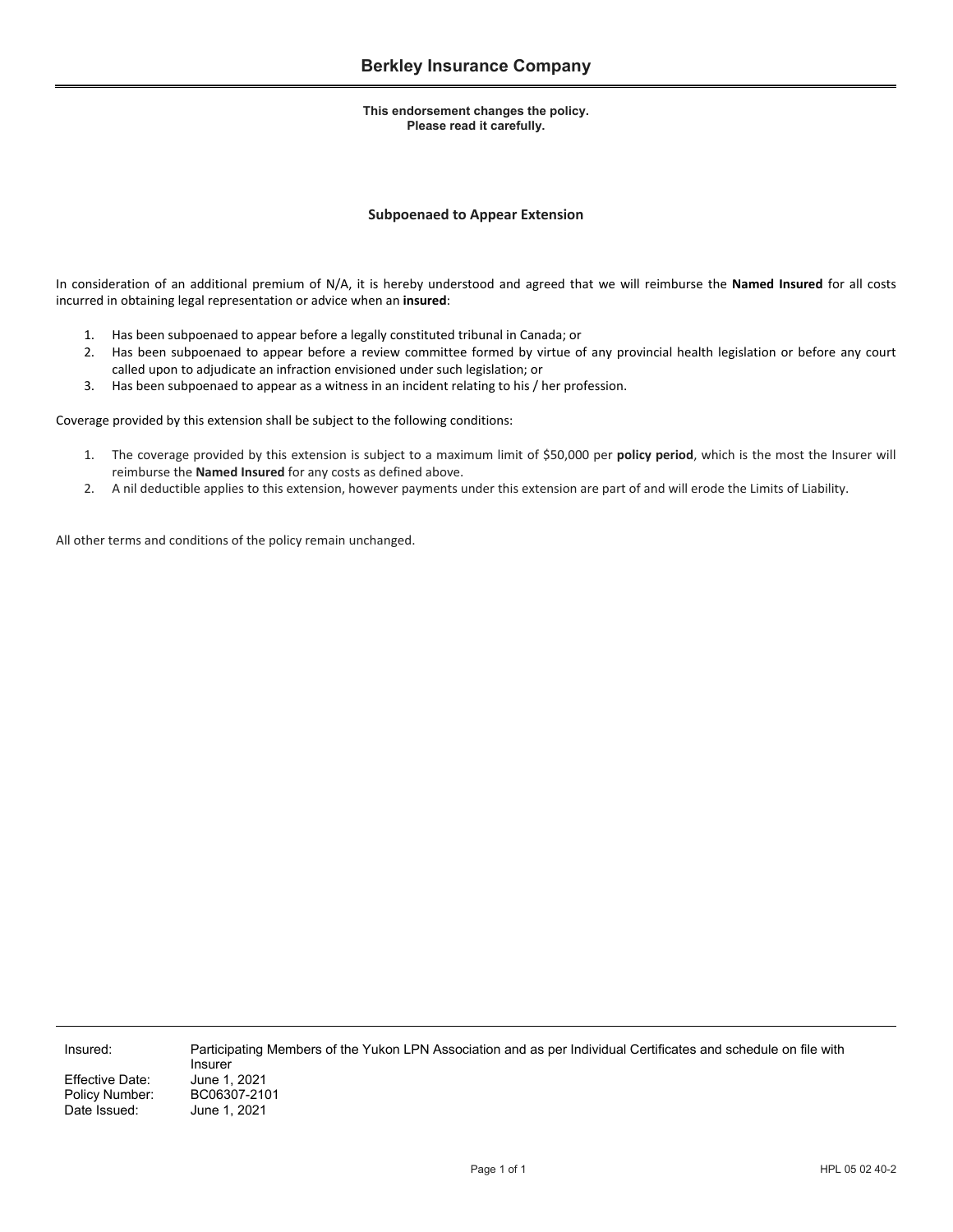# Berkley Insurance Company

**This endorsement changes the policy.**
**Please read it carefully.**

## Subpoenaed to Appear Extension

In consideration of an additional premium of N/A, it is hereby understood and agreed that we will reimburse the **Named Insured** for all costs incurred in obtaining legal representation or advice when an **insured**:

1. Has been subpoenaed to appear before a legally constituted tribunal in Canada; or
2. Has been subpoenaed to appear before a review committee formed by virtue of any provincial health legislation or before any court called upon to adjudicate an infraction envisioned under such legislation; or
3. Has been subpoenaed to appear as a witness in an incident relating to his / her profession.

Coverage provided by this extension shall be subject to the following conditions:

1. The coverage provided by this extension is subject to a maximum limit of $50,000 per **policy period**, which is the most the Insurer will reimburse the **Named Insured** for any costs as defined above.
2. A nil deductible applies to this extension, however payments under this extension are part of and will erode the Limits of Liability.

All other terms and conditions of the policy remain unchanged.

| | |
|---|---|
| Insured: | Participating Members of the Yukon LPN Association and as per Individual Certificates and schedule on file with Insurer |
| Effective Date: | June 1, 2021 |
| Policy Number: | BC06307-2101 |
| Date Issued: | June 1, 2021 |

HPL 05 02 40-2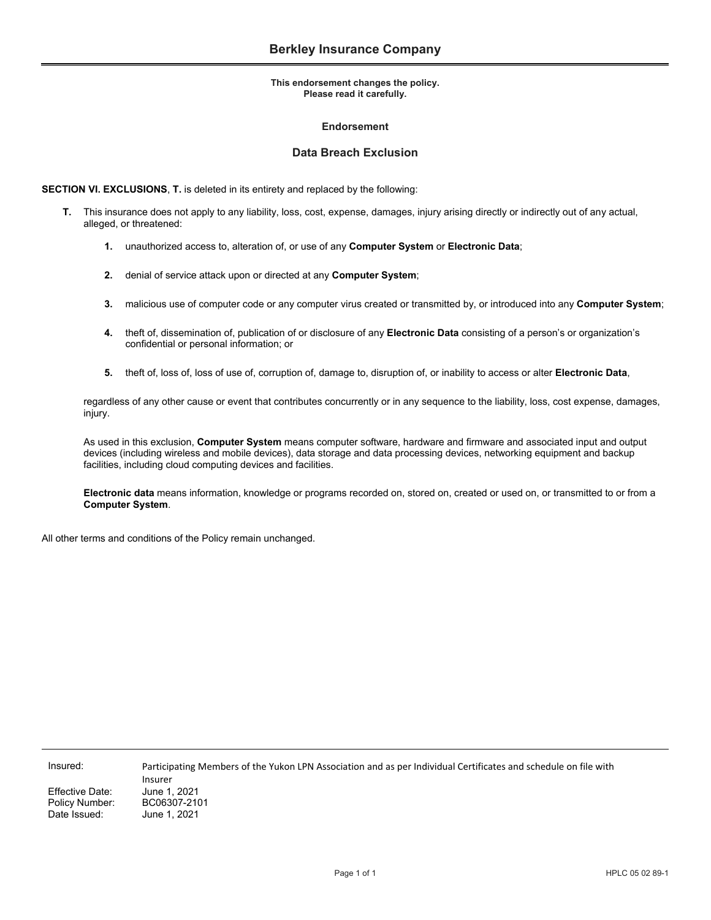# Berkley Insurance Company

**This endorsement changes the policy.**
**Please read it carefully.**

**Endorsement**

## Data Breach Exclusion

**SECTION VI. EXCLUSIONS**, **T.** is deleted in its entirety and replaced by the following:

**T.** This insurance does not apply to any liability, loss, cost, expense, damages, injury arising directly or indirectly out of any actual, alleged, or threatened:

**1.** unauthorized access to, alteration of, or use of any **Computer System** or **Electronic Data**;

**2.** denial of service attack upon or directed at any **Computer System**;

**3.** malicious use of computer code or any computer virus created or transmitted by, or introduced into any **Computer System**;

**4.** theft of, dissemination of, publication of or disclosure of any **Electronic Data** consisting of a person's or organization's confidential or personal information; or

**5.** theft of, loss of, loss of use of, corruption of, damage to, disruption of, or inability to access or alter **Electronic Data**,

regardless of any other cause or event that contributes concurrently or in any sequence to the liability, loss, cost expense, damages, injury.

As used in this exclusion, **Computer System** means computer software, hardware and firmware and associated input and output devices (including wireless and mobile devices), data storage and data processing devices, networking equipment and backup facilities, including cloud computing devices and facilities.

**Electronic data** means information, knowledge or programs recorded on, stored on, created or used on, or transmitted to or from a **Computer System**.

All other terms and conditions of the Policy remain unchanged.

| | |
|---|---|
| Insured: | Participating Members of the Yukon LPN Association and as per Individual Certificates and schedule on file with Insurer |
| Effective Date: | June 1, 2021 |
| Policy Number: | BC06307-2101 |
| Date Issued: | June 1, 2021 |

HPLC 05 02 89-1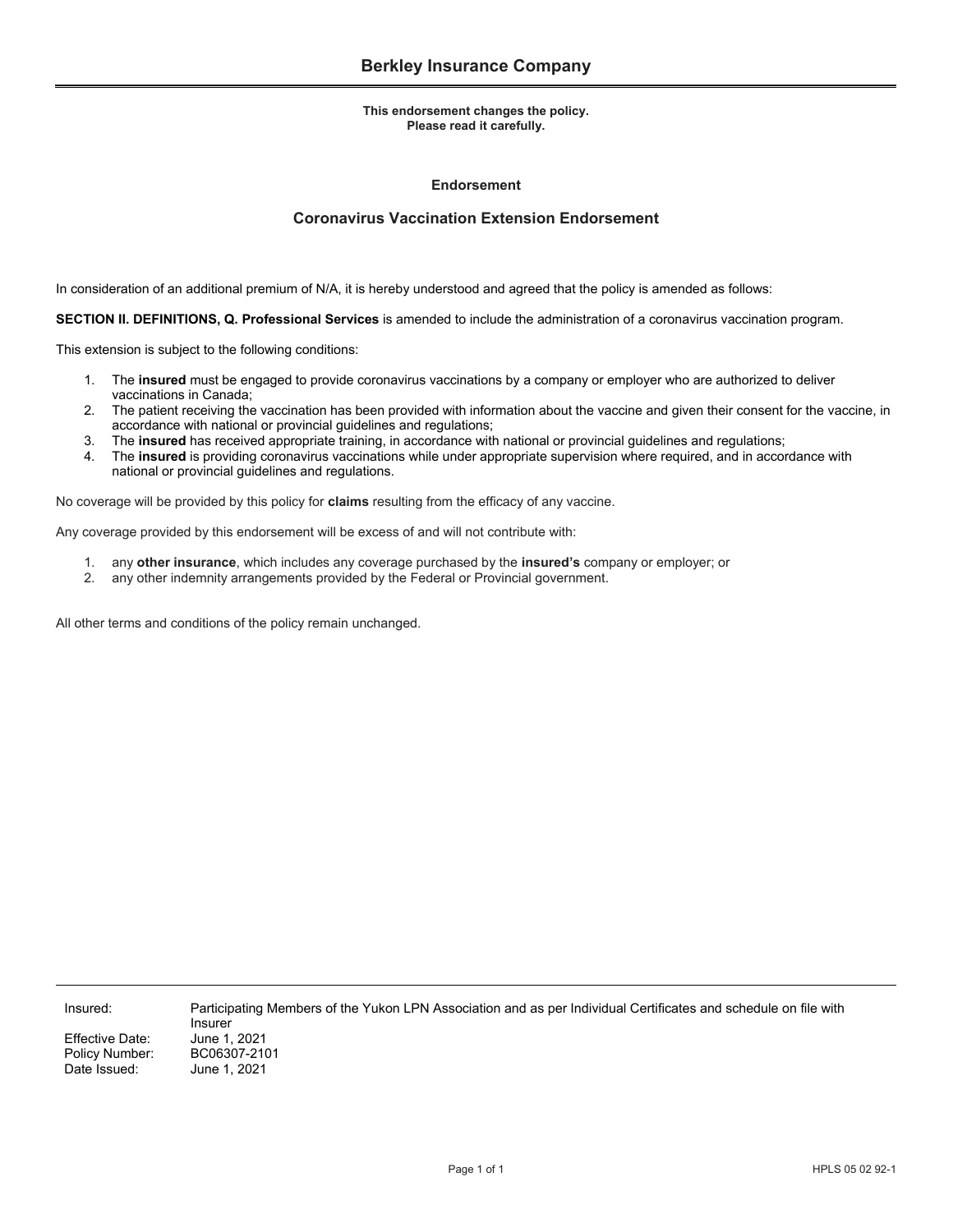# Berkley Insurance Company

**This endorsement changes the policy.**
**Please read it carefully.**

**Endorsement**

## Coronavirus Vaccination Extension Endorsement

In consideration of an additional premium of N/A, it is hereby understood and agreed that the policy is amended as follows:

**SECTION II. DEFINITIONS, Q. Professional Services** is amended to include the administration of a coronavirus vaccination program.

This extension is subject to the following conditions:

1. The **insured** must be engaged to provide coronavirus vaccinations by a company or employer who are authorized to deliver vaccinations in Canada;
2. The patient receiving the vaccination has been provided with information about the vaccine and given their consent for the vaccine, in accordance with national or provincial guidelines and regulations;
3. The **insured** has received appropriate training, in accordance with national or provincial guidelines and regulations;
4. The **insured** is providing coronavirus vaccinations while under appropriate supervision where required, and in accordance with national or provincial guidelines and regulations.

No coverage will be provided by this policy for **claims** resulting from the efficacy of any vaccine.

Any coverage provided by this endorsement will be excess of and will not contribute with:

1. any **other insurance**, which includes any coverage purchased by the **insured's** company or employer; or
2. any other indemnity arrangements provided by the Federal or Provincial government.

All other terms and conditions of the policy remain unchanged.

| | |
|---|---|
| Insured: | Participating Members of the Yukon LPN Association and as per Individual Certificates and schedule on file with Insurer |
| Effective Date: | June 1, 2021 |
| Policy Number: | BC06307-2101 |
| Date Issued: | June 1, 2021 |

HPLS 05 02 92-1